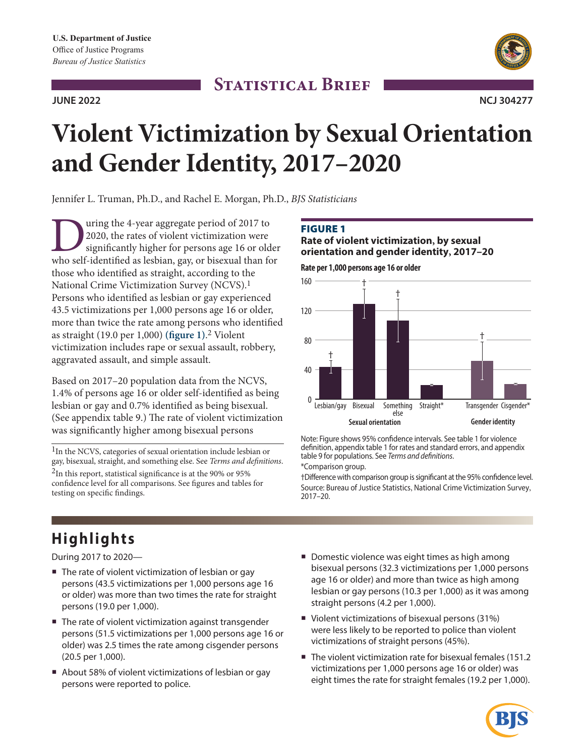U.S. Department of Justice
Office of Justice Programs
*Bureau of Justice Statistics*

**Statistical Brief**

**JUNE 2022** **NCJ 304277**

# Violent Victimization by Sexual Orientation and Gender Identity, 2017–2020

Jennifer L. Truman, Ph.D., and Rachel E. Morgan, Ph.D., *BJS Statisticians*

During the 4-year aggregate period of 2017 to 2020, the rates of violent victimization were significantly higher for persons age 16 or older who self-identified as lesbian, gay, or bisexual than for those who identified as straight, according to the National Crime Victimization Survey (NCVS).[1] Persons who identified as lesbian or gay experienced 43.5 victimizations per 1,000 persons age 16 or older, more than twice the rate among persons who identified as straight (19.0 per 1,000) **(figure 1)**.[2] Violent victimization includes rape or sexual assault, robbery, aggravated assault, and simple assault.

Based on 2017–20 population data from the NCVS, 1.4% of persons age 16 or older self-identified as being lesbian or gay and 0.7% identified as being bisexual. (See appendix table 9.) The rate of violent victimization was significantly higher among bisexual persons

[1] In the NCVS, categories of sexual orientation include lesbian or gay, bisexual, straight, and something else. See *Terms and definitions*.

[2] In this report, statistical significance is at the 90% or 95% confidence level for all comparisons. See figures and tables for testing on specific findings.

**FIGURE 1**
**Rate of violent victimization, by sexual orientation and gender identity, 2017–20**

Rate per 1,000 persons age 16 or older

160
120
80
40
0

Lesbian/gay † | Bisexual † | Something else † | Straight* | Transgender † | Cisgender*

Sexual orientation | Gender identity

Note: Figure shows 95% confidence intervals. See table 1 for violence definition, appendix table 1 for rates and standard errors, and appendix table 9 for populations. See *Terms and definitions*.
*Comparison group.
†Difference with comparison group is significant at the 95% confidence level.
Source: Bureau of Justice Statistics, National Crime Victimization Survey, 2017–20.

## Highlights

During 2017 to 2020—

- The rate of violent victimization of lesbian or gay persons (43.5 victimizations per 1,000 persons age 16 or older) was more than two times the rate for straight persons (19.0 per 1,000).
- The rate of violent victimization against transgender persons (51.5 victimizations per 1,000 persons age 16 or older) was 2.5 times the rate among cisgender persons (20.5 per 1,000).
- About 58% of violent victimizations of lesbian or gay persons were reported to police.
- Domestic violence was eight times as high among bisexual persons (32.3 victimizations per 1,000 persons age 16 or older) and more than twice as high among lesbian or gay persons (10.3 per 1,000) as it was among straight persons (4.2 per 1,000).
- Violent victimizations of bisexual persons (31%) were less likely to be reported to police than violent victimizations of straight persons (45%).
- The violent victimization rate for bisexual females (151.2 victimizations per 1,000 persons age 16 or older) was eight times the rate for straight females (19.2 per 1,000).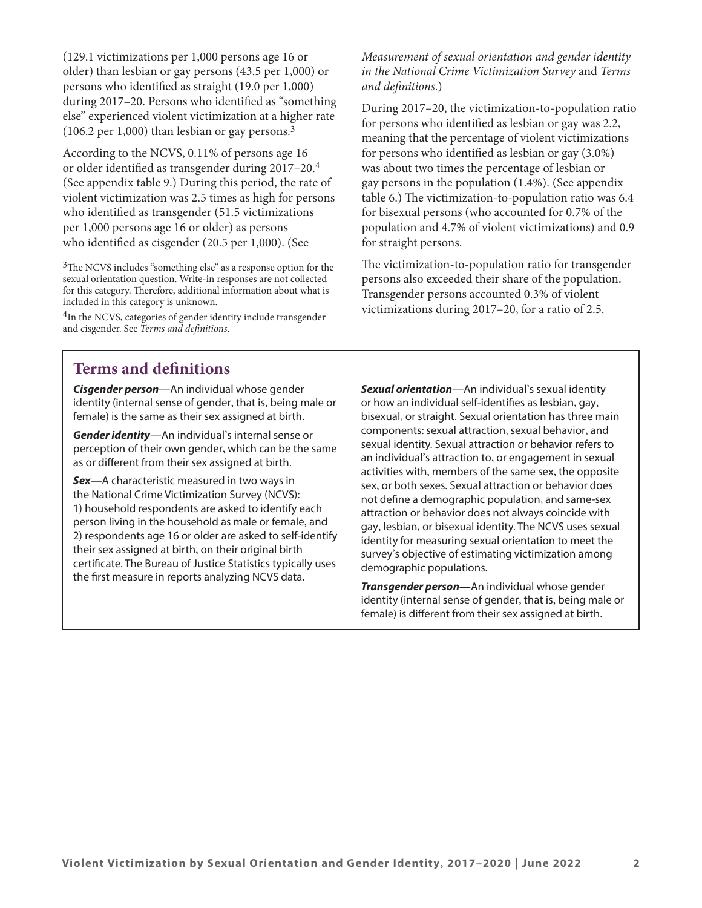(129.1 victimizations per 1,000 persons age 16 or older) than lesbian or gay persons (43.5 per 1,000) or persons who identified as straight (19.0 per 1,000) during 2017–20. Persons who identified as "something else" experienced violent victimization at a higher rate (106.2 per 1,000) than lesbian or gay persons.[3]

According to the NCVS, 0.11% of persons age 16 or older identified as transgender during 2017–20.[4] (See appendix table 9.) During this period, the rate of violent victimization was 2.5 times as high for persons who identified as transgender (51.5 victimizations per 1,000 persons age 16 or older) as persons who identified as cisgender (20.5 per 1,000). (See *Measurement of sexual orientation and gender identity in the National Crime Victimization Survey* and *Terms and definitions*.)

During 2017–20, the victimization-to-population ratio for persons who identified as lesbian or gay was 2.2, meaning that the percentage of violent victimizations for persons who identified as lesbian or gay (3.0%) was about two times the percentage of lesbian or gay persons in the population (1.4%). (See appendix table 6.) The victimization-to-population ratio was 6.4 for bisexual persons (who accounted for 0.7% of the population and 4.7% of violent victimizations) and 0.9 for straight persons.

The victimization-to-population ratio for transgender persons also exceeded their share of the population. Transgender persons accounted 0.3% of violent victimizations during 2017–20, for a ratio of 2.5.

[3]The NCVS includes "something else" as a response option for the sexual orientation question. Write-in responses are not collected for this category. Therefore, additional information about what is included in this category is unknown.

[4]In the NCVS, categories of gender identity include transgender and cisgender. See *Terms and definitions*.

## Terms and definitions

***Cisgender person***—An individual whose gender identity (internal sense of gender, that is, being male or female) is the same as their sex assigned at birth.

***Gender identity***—An individual's internal sense or perception of their own gender, which can be the same as or different from their sex assigned at birth.

***Sex***—A characteristic measured in two ways in the National Crime Victimization Survey (NCVS): 1) household respondents are asked to identify each person living in the household as male or female, and 2) respondents age 16 or older are asked to self-identify their sex assigned at birth, on their original birth certificate. The Bureau of Justice Statistics typically uses the first measure in reports analyzing NCVS data.

***Sexual orientation***—An individual's sexual identity or how an individual self-identifies as lesbian, gay, bisexual, or straight. Sexual orientation has three main components: sexual attraction, sexual behavior, and sexual identity. Sexual attraction or behavior refers to an individual's attraction to, or engagement in sexual activities with, members of the same sex, the opposite sex, or both sexes. Sexual attraction or behavior does not define a demographic population, and same-sex attraction or behavior does not always coincide with gay, lesbian, or bisexual identity. The NCVS uses sexual identity for measuring sexual orientation to meet the survey's objective of estimating victimization among demographic populations.

***Transgender person—***An individual whose gender identity (internal sense of gender, that is, being male or female) is different from their sex assigned at birth.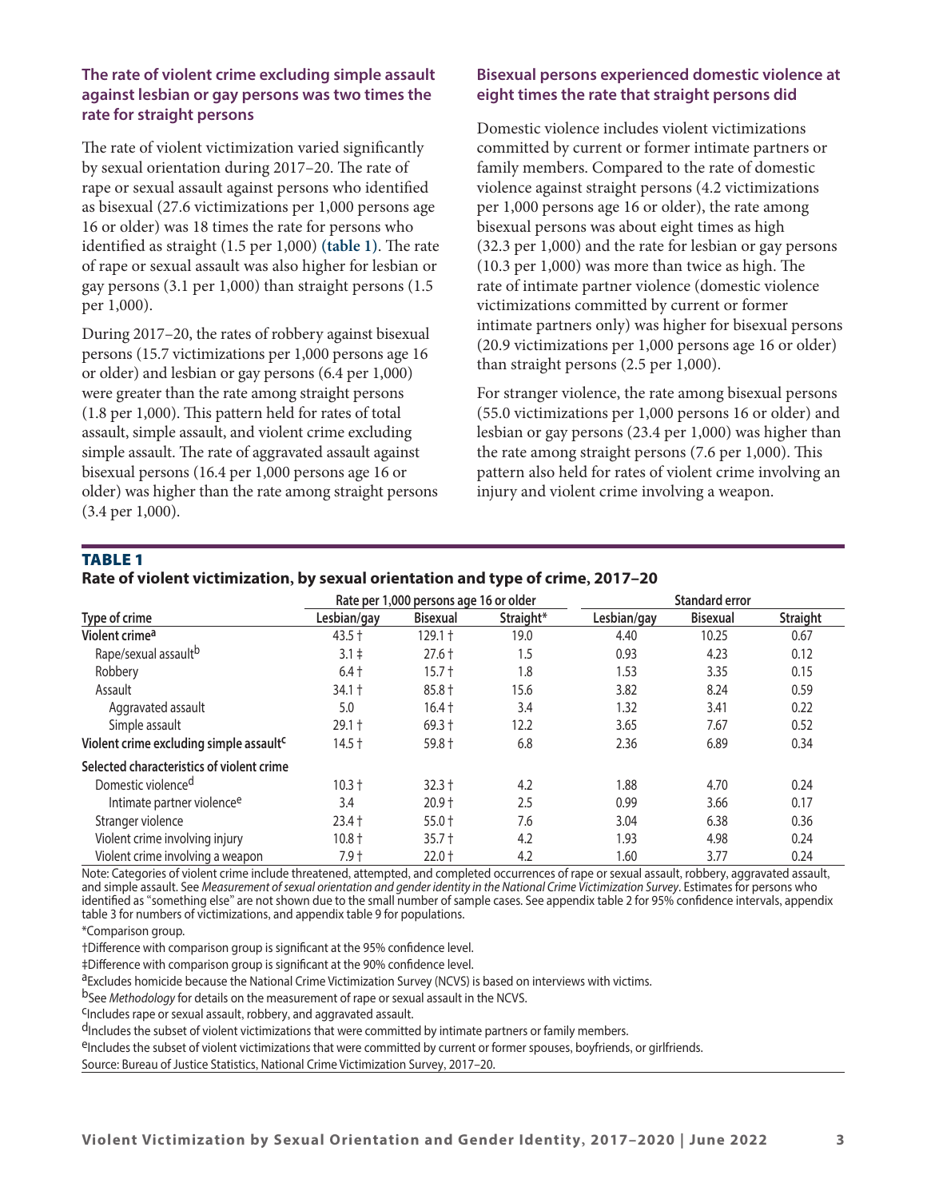### The rate of violent crime excluding simple assault against lesbian or gay persons was two times the rate for straight persons

The rate of violent victimization varied significantly by sexual orientation during 2017–20. The rate of rape or sexual assault against persons who identified as bisexual (27.6 victimizations per 1,000 persons age 16 or older) was 18 times the rate for persons who identified as straight (1.5 per 1,000) **(table 1)**. The rate of rape or sexual assault was also higher for lesbian or gay persons (3.1 per 1,000) than straight persons (1.5 per 1,000).

During 2017–20, the rates of robbery against bisexual persons (15.7 victimizations per 1,000 persons age 16 or older) and lesbian or gay persons (6.4 per 1,000) were greater than the rate among straight persons (1.8 per 1,000). This pattern held for rates of total assault, simple assault, and violent crime excluding simple assault. The rate of aggravated assault against bisexual persons (16.4 per 1,000 persons age 16 or older) was higher than the rate among straight persons (3.4 per 1,000).

### Bisexual persons experienced domestic violence at eight times the rate that straight persons did

Domestic violence includes violent victimizations committed by current or former intimate partners or family members. Compared to the rate of domestic violence against straight persons (4.2 victimizations per 1,000 persons age 16 or older), the rate among bisexual persons was about eight times as high (32.3 per 1,000) and the rate for lesbian or gay persons (10.3 per 1,000) was more than twice as high. The rate of intimate partner violence (domestic violence victimizations committed by current or former intimate partners only) was higher for bisexual persons (20.9 victimizations per 1,000 persons age 16 or older) than straight persons (2.5 per 1,000).

For stranger violence, the rate among bisexual persons (55.0 victimizations per 1,000 persons 16 or older) and lesbian or gay persons (23.4 per 1,000) was higher than the rate among straight persons (7.6 per 1,000). This pattern also held for rates of violent crime involving an injury and violent crime involving a weapon.

**TABLE 1**
**Rate of violent victimization, by sexual orientation and type of crime, 2017–20**

| | Rate per 1,000 persons age 16 or older | | | Standard error | | |
|---|---|---|---|---|---|---|
| Type of crime | Lesbian/gay | Bisexual | Straight* | Lesbian/gay | Bisexual | Straight |
| **Violent crime[a]** | 43.5 † | 129.1 † | 19.0 | 4.40 | 10.25 | 0.67 |
| Rape/sexual assault[b] | 3.1 ‡ | 27.6 † | 1.5 | 0.93 | 4.23 | 0.12 |
| Robbery | 6.4 † | 15.7 † | 1.8 | 1.53 | 3.35 | 0.15 |
| Assault | 34.1 † | 85.8 † | 15.6 | 3.82 | 8.24 | 0.59 |
| Aggravated assault | 5.0 | 16.4 † | 3.4 | 1.32 | 3.41 | 0.22 |
| Simple assault | 29.1 † | 69.3 † | 12.2 | 3.65 | 7.67 | 0.52 |
| **Violent crime excluding simple assault[c]** | 14.5 † | 59.8 † | 6.8 | 2.36 | 6.89 | 0.34 |
| **Selected characteristics of violent crime** | | | | | | |
| Domestic violence[d] | 10.3 † | 32.3 † | 4.2 | 1.88 | 4.70 | 0.24 |
| Intimate partner violence[e] | 3.4 | 20.9 † | 2.5 | 0.99 | 3.66 | 0.17 |
| Stranger violence | 23.4 † | 55.0 † | 7.6 | 3.04 | 6.38 | 0.36 |
| Violent crime involving injury | 10.8 † | 35.7 † | 4.2 | 1.93 | 4.98 | 0.24 |
| Violent crime involving a weapon | 7.9 † | 22.0 † | 4.2 | 1.60 | 3.77 | 0.24 |

Note: Categories of violent crime include threatened, attempted, and completed occurrences of rape or sexual assault, robbery, aggravated assault, and simple assault. See *Measurement of sexual orientation and gender identity in the National Crime Victimization Survey*. Estimates for persons who identified as "something else" are not shown due to the small number of sample cases. See appendix table 2 for 95% confidence intervals, appendix table 3 for numbers of victimizations, and appendix table 9 for populations.

*Comparison group.

†Difference with comparison group is significant at the 95% confidence level.

‡Difference with comparison group is significant at the 90% confidence level.

[a]Excludes homicide because the National Crime Victimization Survey (NCVS) is based on interviews with victims.

[b]See *Methodology* for details on the measurement of rape or sexual assault in the NCVS.

[c]Includes rape or sexual assault, robbery, and aggravated assault.

[d]Includes the subset of violent victimizations that were committed by intimate partners or family members.

[e]Includes the subset of violent victimizations that were committed by current or former spouses, boyfriends, or girlfriends.

Source: Bureau of Justice Statistics, National Crime Victimization Survey, 2017–20.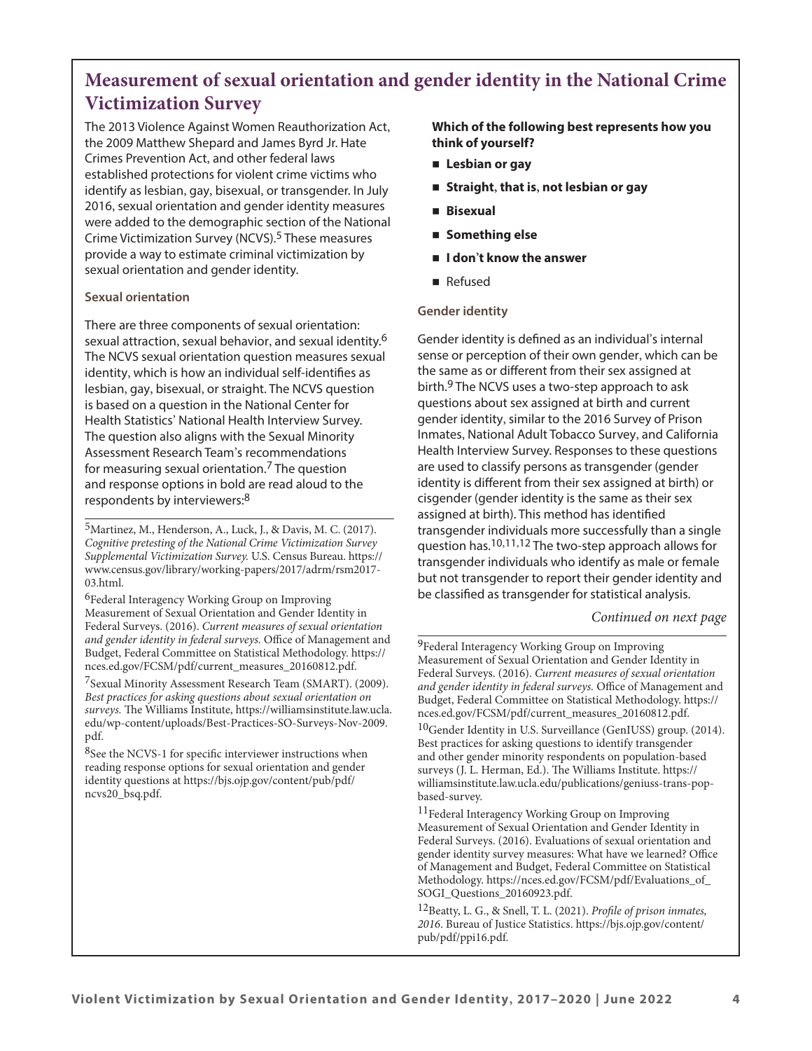## Measurement of sexual orientation and gender identity in the National Crime Victimization Survey

The 2013 Violence Against Women Reauthorization Act, the 2009 Matthew Shepard and James Byrd Jr. Hate Crimes Prevention Act, and other federal laws established protections for violent crime victims who identify as lesbian, gay, bisexual, or transgender. In July 2016, sexual orientation and gender identity measures were added to the demographic section of the National Crime Victimization Survey (NCVS).[5] These measures provide a way to estimate criminal victimization by sexual orientation and gender identity.

### Sexual orientation

There are three components of sexual orientation: sexual attraction, sexual behavior, and sexual identity.[6] The NCVS sexual orientation question measures sexual identity, which is how an individual self-identifies as lesbian, gay, bisexual, or straight. The NCVS question is based on a question in the National Center for Health Statistics' National Health Interview Survey. The question also aligns with the Sexual Minority Assessment Research Team's recommendations for measuring sexual orientation.[7] The question and response options in bold are read aloud to the respondents by interviewers:[8]

**Which of the following best represents how you think of yourself?**

- **Lesbian or gay**
- **Straight, that is, not lesbian or gay**
- **Bisexual**
- **Something else**
- **I don't know the answer**
- Refused

### Gender identity

Gender identity is defined as an individual's internal sense or perception of their own gender, which can be the same as or different from their sex assigned at birth.[9] The NCVS uses a two-step approach to ask questions about sex assigned at birth and current gender identity, similar to the 2016 Survey of Prison Inmates, National Adult Tobacco Survey, and California Health Interview Survey. Responses to these questions are used to classify persons as transgender (gender identity is different from their sex assigned at birth) or cisgender (gender identity is the same as their sex assigned at birth). This method has identified transgender individuals more successfully than a single question has.[10,11,12] The two-step approach allows for transgender individuals who identify as male or female but not transgender to report their gender identity and be classified as transgender for statistical analysis.

*Continued on next page*

---

[5]Martinez, M., Henderson, A., Luck, J., & Davis, M. C. (2017). *Cognitive pretesting of the National Crime Victimization Survey Supplemental Victimization Survey.* U.S. Census Bureau. https://www.census.gov/library/working-papers/2017/adrm/rsm2017-03.html.

[6]Federal Interagency Working Group on Improving Measurement of Sexual Orientation and Gender Identity in Federal Surveys. (2016). *Current measures of sexual orientation and gender identity in federal surveys.* Office of Management and Budget, Federal Committee on Statistical Methodology. https://nces.ed.gov/FCSM/pdf/current_measures_20160812.pdf.

[7]Sexual Minority Assessment Research Team (SMART). (2009). *Best practices for asking questions about sexual orientation on surveys.* The Williams Institute, https://williamsinstitute.law.ucla.edu/wp-content/uploads/Best-Practices-SO-Surveys-Nov-2009.pdf.

[8]See the NCVS-1 for specific interviewer instructions when reading response options for sexual orientation and gender identity questions at https://bjs.ojp.gov/content/pub/pdf/ncvs20_bsq.pdf.

[9]Federal Interagency Working Group on Improving Measurement of Sexual Orientation and Gender Identity in Federal Surveys. (2016). *Current measures of sexual orientation and gender identity in federal surveys.* Office of Management and Budget, Federal Committee on Statistical Methodology. https://nces.ed.gov/FCSM/pdf/current_measures_20160812.pdf.

[10]Gender Identity in U.S. Surveillance (GenIUSS) group. (2014). Best practices for asking questions to identify transgender and other gender minority respondents on population-based surveys (J. L. Herman, Ed.). The Williams Institute. https://williamsinstitute.law.ucla.edu/publications/geniuss-trans-pop-based-survey.

[11]Federal Interagency Working Group on Improving Measurement of Sexual Orientation and Gender Identity in Federal Surveys. (2016). Evaluations of sexual orientation and gender identity survey measures: What have we learned? Office of Management and Budget, Federal Committee on Statistical Methodology. https://nces.ed.gov/FCSM/pdf/Evaluations_of_SOGI_Questions_20160923.pdf.

[12]Beatty, L. G., & Snell, T. L. (2021). *Profile of prison inmates, 2016.* Bureau of Justice Statistics. https://bjs.ojp.gov/content/pub/pdf/ppi16.pdf.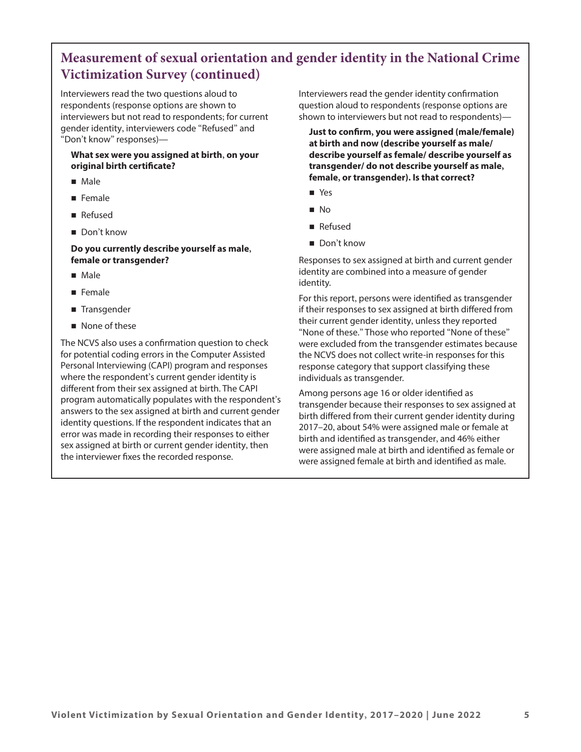## Measurement of sexual orientation and gender identity in the National Crime Victimization Survey (continued)

Interviewers read the two questions aloud to respondents (response options are shown to interviewers but not read to respondents; for current gender identity, interviewers code "Refused" and "Don't know" responses)—

**What sex were you assigned at birth, on your original birth certificate?**

- Male
- Female
- Refused
- Don't know

**Do you currently describe yourself as male, female or transgender?**

- Male
- Female
- Transgender
- None of these

The NCVS also uses a confirmation question to check for potential coding errors in the Computer Assisted Personal Interviewing (CAPI) program and responses where the respondent's current gender identity is different from their sex assigned at birth. The CAPI program automatically populates with the respondent's answers to the sex assigned at birth and current gender identity questions. If the respondent indicates that an error was made in recording their responses to either sex assigned at birth or current gender identity, then the interviewer fixes the recorded response.

Interviewers read the gender identity confirmation question aloud to respondents (response options are shown to interviewers but not read to respondents)—

**Just to confirm, you were assigned (male/female) at birth and now (describe yourself as male/ describe yourself as female/ describe yourself as transgender/ do not describe yourself as male, female, or transgender). Is that correct?**

- Yes
- No
- Refused
- Don't know

Responses to sex assigned at birth and current gender identity are combined into a measure of gender identity.

For this report, persons were identified as transgender if their responses to sex assigned at birth differed from their current gender identity, unless they reported "None of these." Those who reported "None of these" were excluded from the transgender estimates because the NCVS does not collect write-in responses for this response category that support classifying these individuals as transgender.

Among persons age 16 or older identified as transgender because their responses to sex assigned at birth differed from their current gender identity during 2017–20, about 54% were assigned male or female at birth and identified as transgender, and 46% either were assigned male at birth and identified as female or were assigned female at birth and identified as male.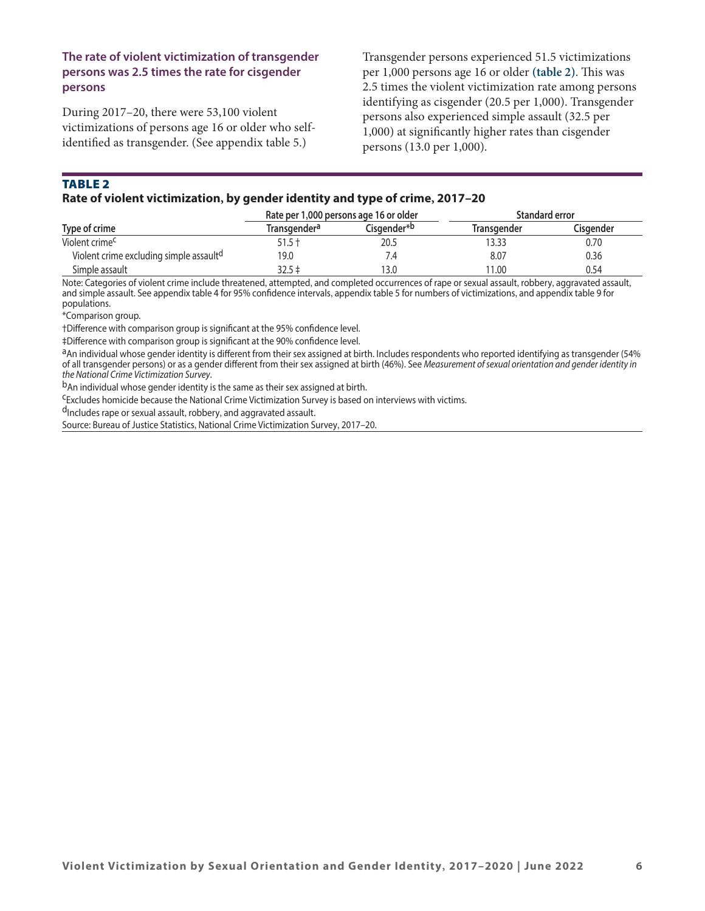### The rate of violent victimization of transgender persons was 2.5 times the rate for cisgender persons

During 2017–20, there were 53,100 violent victimizations of persons age 16 or older who self-identified as transgender. (See appendix table 5.)

Transgender persons experienced 51.5 victimizations per 1,000 persons age 16 or older **(table 2)**. This was 2.5 times the violent victimization rate among persons identifying as cisgender (20.5 per 1,000). Transgender persons also experienced simple assault (32.5 per 1,000) at significantly higher rates than cisgender persons (13.0 per 1,000).

**TABLE 2**

**Rate of violent victimization, by gender identity and type of crime, 2017–20**

| | Rate per 1,000 persons age 16 or older | | Standard error | |
|---|---|---|---|---|
| Type of crime | Transgender[a] | Cisgender*[b] | Transgender | Cisgender |
| Violent crime[c] | 51.5 † | 20.5 | 13.33 | 0.70 |
| Violent crime excluding simple assault[d] | 19.0 | 7.4 | 8.07 | 0.36 |
| Simple assault | 32.5 ‡ | 13.0 | 11.00 | 0.54 |

Note: Categories of violent crime include threatened, attempted, and completed occurrences of rape or sexual assault, robbery, aggravated assault, and simple assault. See appendix table 4 for 95% confidence intervals, appendix table 5 for numbers of victimizations, and appendix table 9 for populations.

*Comparison group.

†Difference with comparison group is significant at the 95% confidence level.

‡Difference with comparison group is significant at the 90% confidence level.

[a]An individual whose gender identity is different from their sex assigned at birth. Includes respondents who reported identifying as transgender (54% of all transgender persons) or as a gender different from their sex assigned at birth (46%). See *Measurement of sexual orientation and gender identity in the National Crime Victimization Survey*.

[b]An individual whose gender identity is the same as their sex assigned at birth.

[c]Excludes homicide because the National Crime Victimization Survey is based on interviews with victims.

[d]Includes rape or sexual assault, robbery, and aggravated assault.

Source: Bureau of Justice Statistics, National Crime Victimization Survey, 2017–20.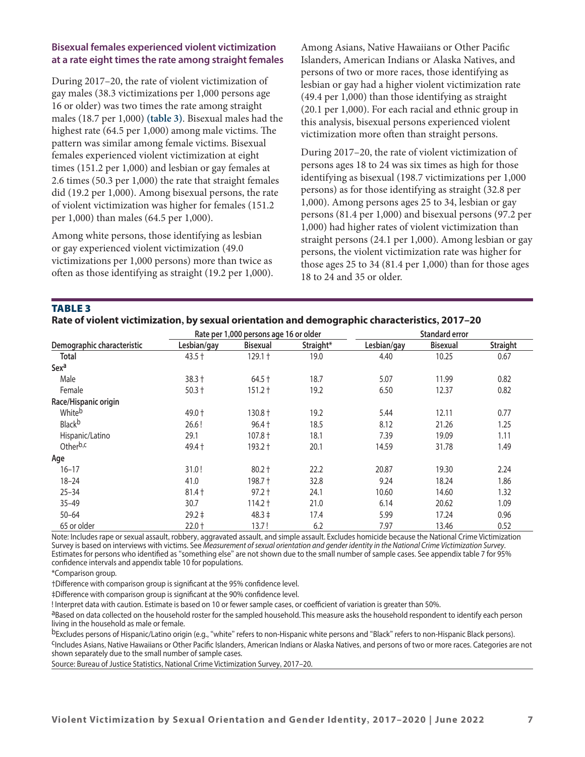### Bisexual females experienced violent victimization at a rate eight times the rate among straight females

During 2017–20, the rate of violent victimization of gay males (38.3 victimizations per 1,000 persons age 16 or older) was two times the rate among straight males (18.7 per 1,000) **(table 3)**. Bisexual males had the highest rate (64.5 per 1,000) among male victims. The pattern was similar among female victims. Bisexual females experienced violent victimization at eight times (151.2 per 1,000) and lesbian or gay females at 2.6 times (50.3 per 1,000) the rate that straight females did (19.2 per 1,000). Among bisexual persons, the rate of violent victimization was higher for females (151.2 per 1,000) than males (64.5 per 1,000).

Among white persons, those identifying as lesbian or gay experienced violent victimization (49.0 victimizations per 1,000 persons) more than twice as often as those identifying as straight (19.2 per 1,000). Among Asians, Native Hawaiians or Other Pacific Islanders, American Indians or Alaska Natives, and persons of two or more races, those identifying as lesbian or gay had a higher violent victimization rate (49.4 per 1,000) than those identifying as straight (20.1 per 1,000). For each racial and ethnic group in this analysis, bisexual persons experienced violent victimization more often than straight persons.

During 2017–20, the rate of violent victimization of persons ages 18 to 24 was six times as high for those identifying as bisexual (198.7 victimizations per 1,000 persons) as for those identifying as straight (32.8 per 1,000). Among persons ages 25 to 34, lesbian or gay persons (81.4 per 1,000) and bisexual persons (97.2 per 1,000) had higher rates of violent victimization than straight persons (24.1 per 1,000). Among lesbian or gay persons, the violent victimization rate was higher for those ages 25 to 34 (81.4 per 1,000) than for those ages 18 to 24 and 35 or older.

**TABLE 3**
**Rate of violent victimization, by sexual orientation and demographic characteristics, 2017–20**

| | Rate per 1,000 persons age 16 or older | | | Standard error | | |
|---|---|---|---|---|---|---|
| Demographic characteristic | Lesbian/gay | Bisexual | Straight* | Lesbian/gay | Bisexual | Straight |
| **Total** | 43.5 † | 129.1 † | 19.0 | 4.40 | 10.25 | 0.67 |
| **Sex**[a] | | | | | | |
| Male | 38.3 † | 64.5 † | 18.7 | 5.07 | 11.99 | 0.82 |
| Female | 50.3 † | 151.2 † | 19.2 | 6.50 | 12.37 | 0.82 |
| **Race/Hispanic origin** | | | | | | |
| White[b] | 49.0 † | 130.8 † | 19.2 | 5.44 | 12.11 | 0.77 |
| Black[b] | 26.6 ! | 96.4 † | 18.5 | 8.12 | 21.26 | 1.25 |
| Hispanic/Latino | 29.1 | 107.8 † | 18.1 | 7.39 | 19.09 | 1.11 |
| Other[b,c] | 49.4 † | 193.2 † | 20.1 | 14.59 | 31.78 | 1.49 |
| **Age** | | | | | | |
| 16–17 | 31.0 ! | 80.2 † | 22.2 | 20.87 | 19.30 | 2.24 |
| 18–24 | 41.0 | 198.7 † | 32.8 | 9.24 | 18.24 | 1.86 |
| 25–34 | 81.4 † | 97.2 † | 24.1 | 10.60 | 14.60 | 1.32 |
| 35–49 | 30.7 | 114.2 † | 21.0 | 6.14 | 20.62 | 1.09 |
| 50–64 | 29.2 ‡ | 48.3 ‡ | 17.4 | 5.99 | 17.24 | 0.96 |
| 65 or older | 22.0 † | 13.7 ! | 6.2 | 7.97 | 13.46 | 0.52 |

Note: Includes rape or sexual assault, robbery, aggravated assault, and simple assault. Excludes homicide because the National Crime Victimization Survey is based on interviews with victims. See *Measurement of sexual orientation and gender identity in the National Crime Victimization Survey*. Estimates for persons who identified as "something else" are not shown due to the small number of sample cases. See appendix table 7 for 95% confidence intervals and appendix table 10 for populations.

*Comparison group.

†Difference with comparison group is significant at the 95% confidence level.

‡Difference with comparison group is significant at the 90% confidence level.

! Interpret data with caution. Estimate is based on 10 or fewer sample cases, or coefficient of variation is greater than 50%.

[a]Based on data collected on the household roster for the sampled household. This measure asks the household respondent to identify each person living in the household as male or female.

[b]Excludes persons of Hispanic/Latino origin (e.g., "white" refers to non-Hispanic white persons and "Black" refers to non-Hispanic Black persons).

[c]Includes Asians, Native Hawaiians or Other Pacific Islanders, American Indians or Alaska Natives, and persons of two or more races. Categories are not shown separately due to the small number of sample cases.

Source: Bureau of Justice Statistics, National Crime Victimization Survey, 2017–20.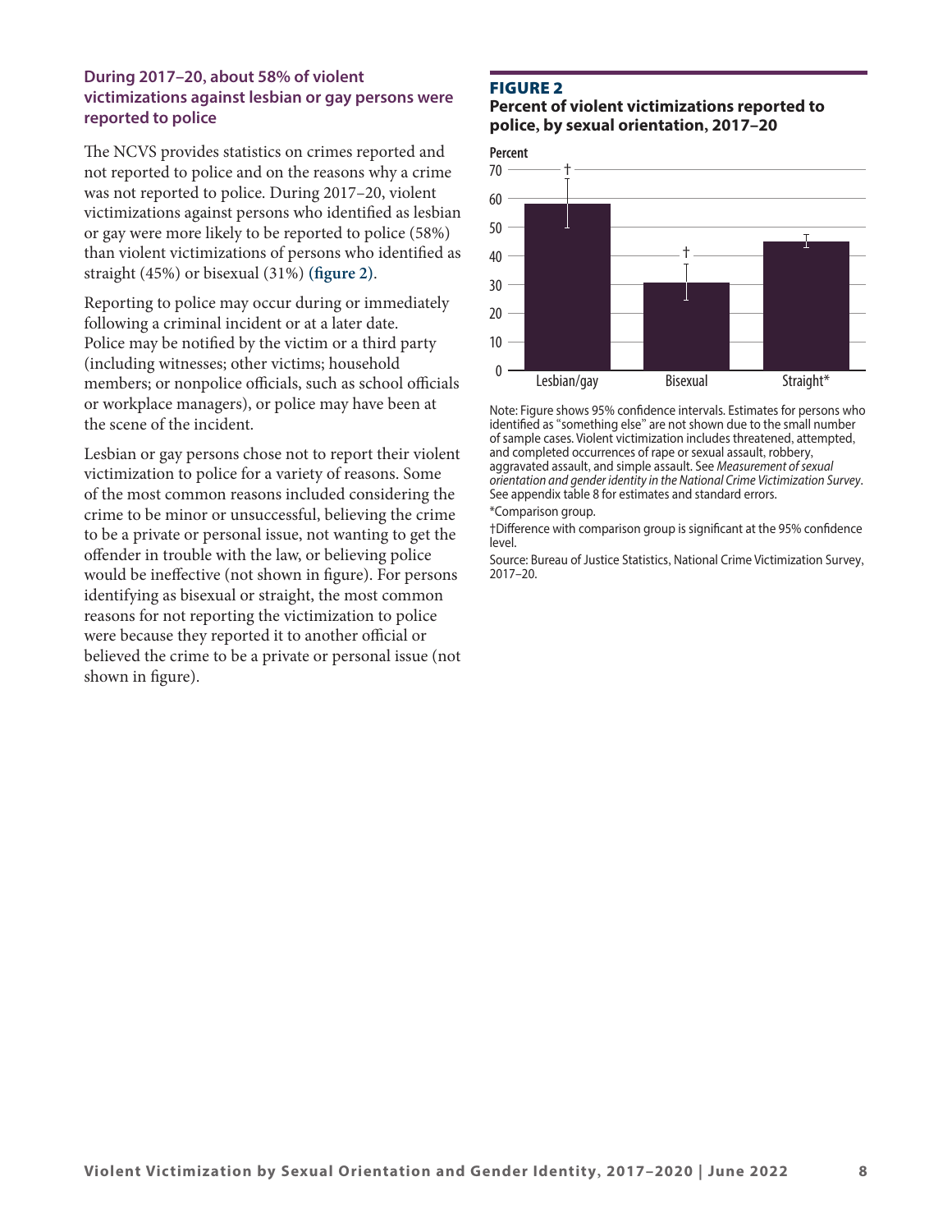### During 2017–20, about 58% of violent victimizations against lesbian or gay persons were reported to police

The NCVS provides statistics on crimes reported and not reported to police and on the reasons why a crime was not reported to police. During 2017–20, violent victimizations against persons who identified as lesbian or gay were more likely to be reported to police (58%) than violent victimizations of persons who identified as straight (45%) or bisexual (31%) **(figure 2)**.

Reporting to police may occur during or immediately following a criminal incident or at a later date. Police may be notified by the victim or a third party (including witnesses; other victims; household members; or nonpolice officials, such as school officials or workplace managers), or police may have been at the scene of the incident.

Lesbian or gay persons chose not to report their violent victimization to police for a variety of reasons. Some of the most common reasons included considering the crime to be minor or unsuccessful, believing the crime to be a private or personal issue, not wanting to get the offender in trouble with the law, or believing police would be ineffective (not shown in figure). For persons identifying as bisexual or straight, the most common reasons for not reporting the victimization to police were because they reported it to another official or believed the crime to be a private or personal issue (not shown in figure).

**FIGURE 2**

**Percent of violent victimizations reported to police, by sexual orientation, 2017–20**

Percent

70
60
50
40
30
20
10
0

†
†

Lesbian/gay
Bisexual
Straight*

Note: Figure shows 95% confidence intervals. Estimates for persons who identified as "something else" are not shown due to the small number of sample cases. Violent victimization includes threatened, attempted, and completed occurrences of rape or sexual assault, robbery, aggravated assault, and simple assault. See *Measurement of sexual orientation and gender identity in the National Crime Victimization Survey*. See appendix table 8 for estimates and standard errors.

*Comparison group.

†Difference with comparison group is significant at the 95% confidence level.

Source: Bureau of Justice Statistics, National Crime Victimization Survey, 2017–20.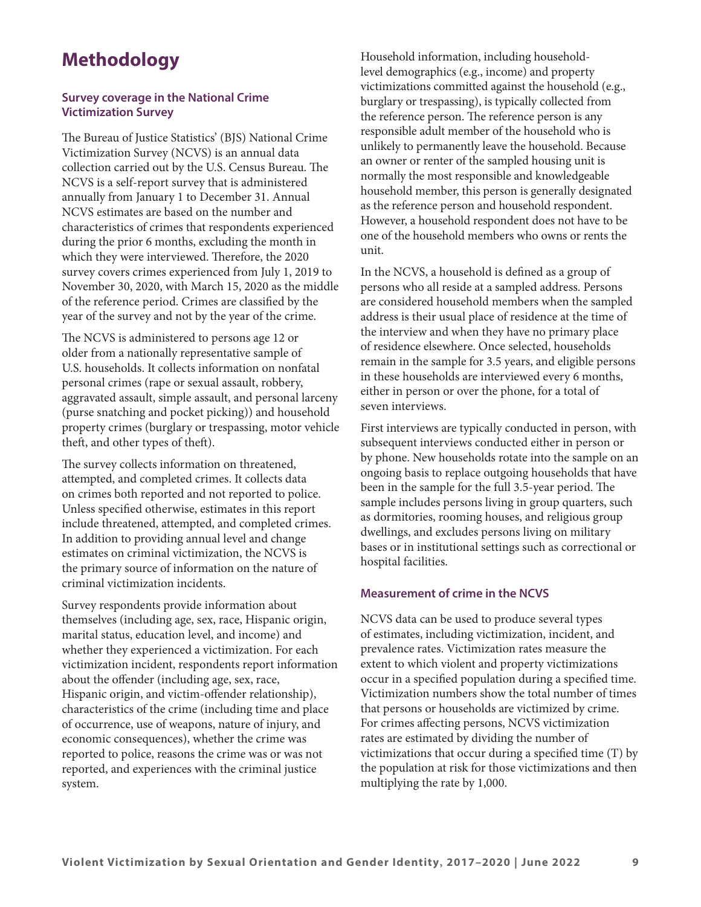# Methodology

### Survey coverage in the National Crime Victimization Survey

The Bureau of Justice Statistics' (BJS) National Crime Victimization Survey (NCVS) is an annual data collection carried out by the U.S. Census Bureau. The NCVS is a self-report survey that is administered annually from January 1 to December 31. Annual NCVS estimates are based on the number and characteristics of crimes that respondents experienced during the prior 6 months, excluding the month in which they were interviewed. Therefore, the 2020 survey covers crimes experienced from July 1, 2019 to November 30, 2020, with March 15, 2020 as the middle of the reference period. Crimes are classified by the year of the survey and not by the year of the crime.

The NCVS is administered to persons age 12 or older from a nationally representative sample of U.S. households. It collects information on nonfatal personal crimes (rape or sexual assault, robbery, aggravated assault, simple assault, and personal larceny (purse snatching and pocket picking)) and household property crimes (burglary or trespassing, motor vehicle theft, and other types of theft).

The survey collects information on threatened, attempted, and completed crimes. It collects data on crimes both reported and not reported to police. Unless specified otherwise, estimates in this report include threatened, attempted, and completed crimes. In addition to providing annual level and change estimates on criminal victimization, the NCVS is the primary source of information on the nature of criminal victimization incidents.

Survey respondents provide information about themselves (including age, sex, race, Hispanic origin, marital status, education level, and income) and whether they experienced a victimization. For each victimization incident, respondents report information about the offender (including age, sex, race, Hispanic origin, and victim-offender relationship), characteristics of the crime (including time and place of occurrence, use of weapons, nature of injury, and economic consequences), whether the crime was reported to police, reasons the crime was or was not reported, and experiences with the criminal justice system.

Household information, including household-level demographics (e.g., income) and property victimizations committed against the household (e.g., burglary or trespassing), is typically collected from the reference person. The reference person is any responsible adult member of the household who is unlikely to permanently leave the household. Because an owner or renter of the sampled housing unit is normally the most responsible and knowledgeable household member, this person is generally designated as the reference person and household respondent. However, a household respondent does not have to be one of the household members who owns or rents the unit.

In the NCVS, a household is defined as a group of persons who all reside at a sampled address. Persons are considered household members when the sampled address is their usual place of residence at the time of the interview and when they have no primary place of residence elsewhere. Once selected, households remain in the sample for 3.5 years, and eligible persons in these households are interviewed every 6 months, either in person or over the phone, for a total of seven interviews.

First interviews are typically conducted in person, with subsequent interviews conducted either in person or by phone. New households rotate into the sample on an ongoing basis to replace outgoing households that have been in the sample for the full 3.5-year period. The sample includes persons living in group quarters, such as dormitories, rooming houses, and religious group dwellings, and excludes persons living on military bases or in institutional settings such as correctional or hospital facilities.

### Measurement of crime in the NCVS

NCVS data can be used to produce several types of estimates, including victimization, incident, and prevalence rates. Victimization rates measure the extent to which violent and property victimizations occur in a specified population during a specified time. Victimization numbers show the total number of times that persons or households are victimized by crime. For crimes affecting persons, NCVS victimization rates are estimated by dividing the number of victimizations that occur during a specified time (T) by the population at risk for those victimizations and then multiplying the rate by 1,000.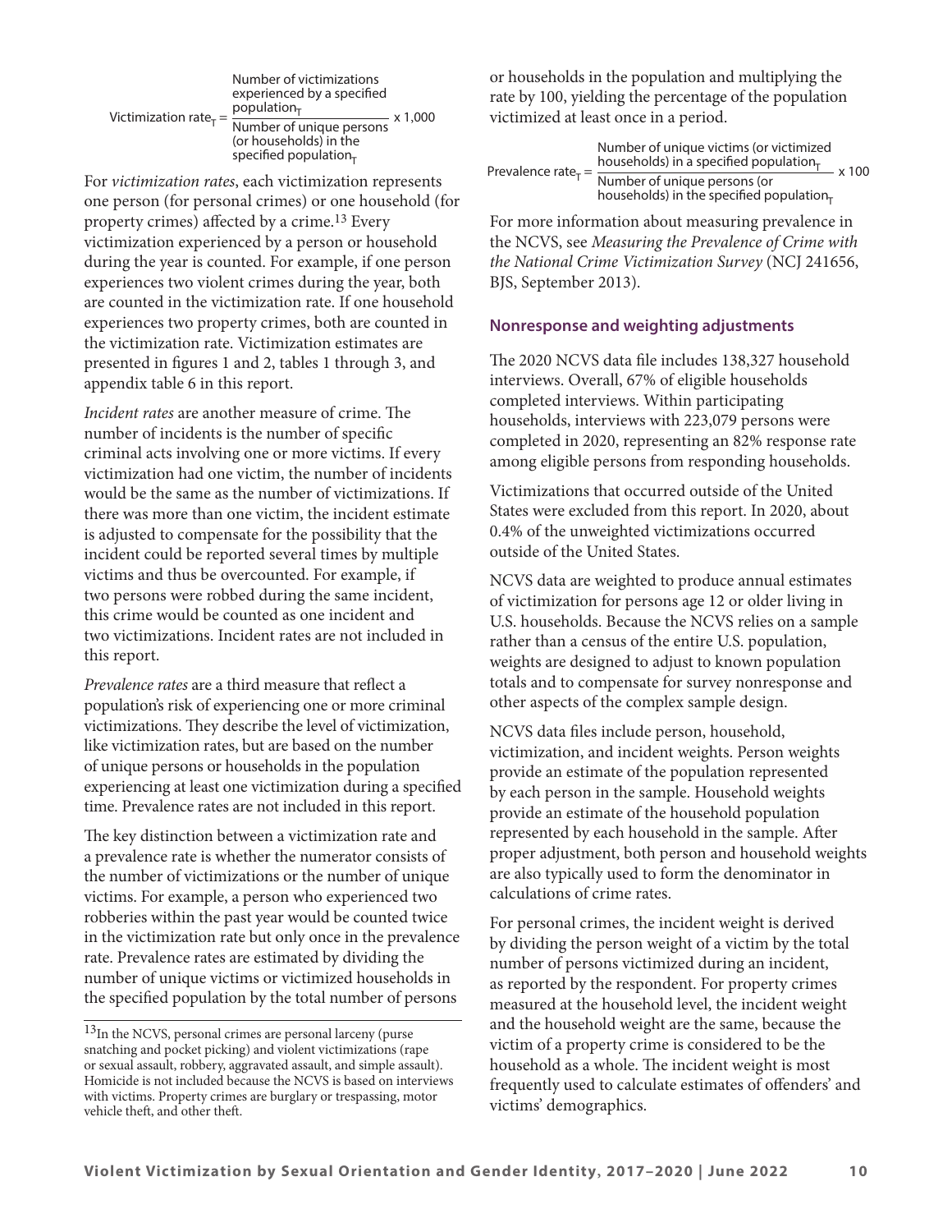$$\text{Victimization rate}_T = \frac{\text{Number of victimizations experienced by a specified population}_T}{\text{Number of unique persons (or households) in the specified population}_T} \times 1{,}000$$

For *victimization rates*, each victimization represents one person (for personal crimes) or one household (for property crimes) affected by a crime.[13] Every victimization experienced by a person or household during the year is counted. For example, if one person experiences two violent crimes during the year, both are counted in the victimization rate. If one household experiences two property crimes, both are counted in the victimization rate. Victimization estimates are presented in figures 1 and 2, tables 1 through 3, and appendix table 6 in this report.

*Incident rates* are another measure of crime. The number of incidents is the number of specific criminal acts involving one or more victims. If every victimization had one victim, the number of incidents would be the same as the number of victimizations. If there was more than one victim, the incident estimate is adjusted to compensate for the possibility that the incident could be reported several times by multiple victims and thus be overcounted. For example, if two persons were robbed during the same incident, this crime would be counted as one incident and two victimizations. Incident rates are not included in this report.

*Prevalence rates* are a third measure that reflect a population's risk of experiencing one or more criminal victimizations. They describe the level of victimization, like victimization rates, but are based on the number of unique persons or households in the population experiencing at least one victimization during a specified time. Prevalence rates are not included in this report.

The key distinction between a victimization rate and a prevalence rate is whether the numerator consists of the number of victimizations or the number of unique victims. For example, a person who experienced two robberies within the past year would be counted twice in the victimization rate but only once in the prevalence rate. Prevalence rates are estimated by dividing the number of unique victims or victimized households in the specified population by the total number of persons or households in the population and multiplying the rate by 100, yielding the percentage of the population victimized at least once in a period.

$$\text{Prevalence rate}_T = \frac{\text{Number of unique victims (or victimized households) in a specified population}_T}{\text{Number of unique persons (or households) in the specified population}_T} \times 100$$

For more information about measuring prevalence in the NCVS, see *Measuring the Prevalence of Crime with the National Crime Victimization Survey* (NCJ 241656, BJS, September 2013).

### Nonresponse and weighting adjustments

The 2020 NCVS data file includes 138,327 household interviews. Overall, 67% of eligible households completed interviews. Within participating households, interviews with 223,079 persons were completed in 2020, representing an 82% response rate among eligible persons from responding households.

Victimizations that occurred outside of the United States were excluded from this report. In 2020, about 0.4% of the unweighted victimizations occurred outside of the United States.

NCVS data are weighted to produce annual estimates of victimization for persons age 12 or older living in U.S. households. Because the NCVS relies on a sample rather than a census of the entire U.S. population, weights are designed to adjust to known population totals and to compensate for survey nonresponse and other aspects of the complex sample design.

NCVS data files include person, household, victimization, and incident weights. Person weights provide an estimate of the population represented by each person in the sample. Household weights provide an estimate of the household population represented by each household in the sample. After proper adjustment, both person and household weights are also typically used to form the denominator in calculations of crime rates.

For personal crimes, the incident weight is derived by dividing the person weight of a victim by the total number of persons victimized during an incident, as reported by the respondent. For property crimes measured at the household level, the incident weight and the household weight are the same, because the victim of a property crime is considered to be the household as a whole. The incident weight is most frequently used to calculate estimates of offenders' and victims' demographics.

---

[13]In the NCVS, personal crimes are personal larceny (purse snatching and pocket picking) and violent victimizations (rape or sexual assault, robbery, aggravated assault, and simple assault). Homicide is not included because the NCVS is based on interviews with victims. Property crimes are burglary or trespassing, motor vehicle theft, and other theft.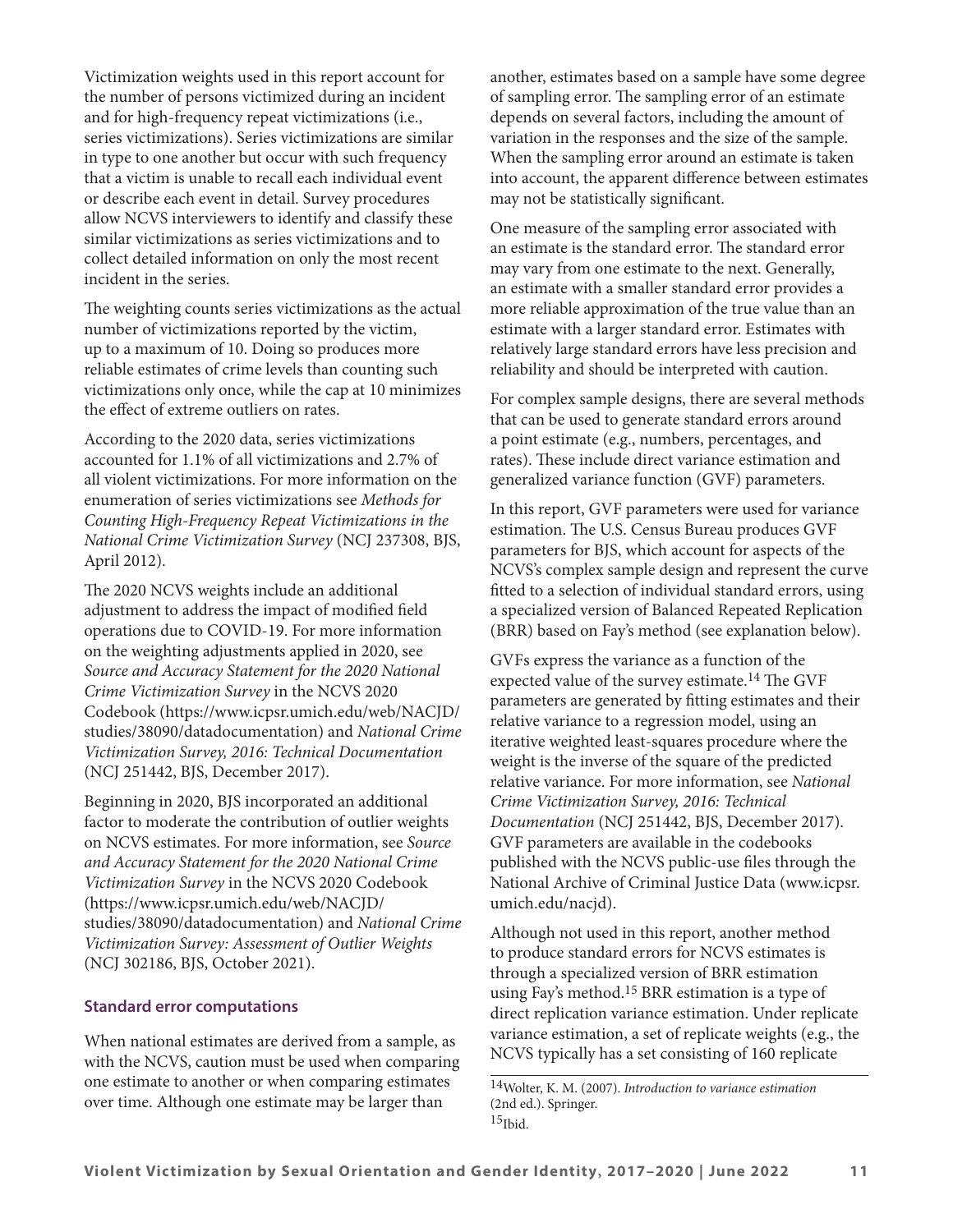Victimization weights used in this report account for the number of persons victimized during an incident and for high-frequency repeat victimizations (i.e., series victimizations). Series victimizations are similar in type to one another but occur with such frequency that a victim is unable to recall each individual event or describe each event in detail. Survey procedures allow NCVS interviewers to identify and classify these similar victimizations as series victimizations and to collect detailed information on only the most recent incident in the series.

The weighting counts series victimizations as the actual number of victimizations reported by the victim, up to a maximum of 10. Doing so produces more reliable estimates of crime levels than counting such victimizations only once, while the cap at 10 minimizes the effect of extreme outliers on rates.

According to the 2020 data, series victimizations accounted for 1.1% of all victimizations and 2.7% of all violent victimizations. For more information on the enumeration of series victimizations see *Methods for Counting High-Frequency Repeat Victimizations in the National Crime Victimization Survey* (NCJ 237308, BJS, April 2012).

The 2020 NCVS weights include an additional adjustment to address the impact of modified field operations due to COVID-19. For more information on the weighting adjustments applied in 2020, see *Source and Accuracy Statement for the 2020 National Crime Victimization Survey* in the NCVS 2020 Codebook (https://www.icpsr.umich.edu/web/NACJD/studies/38090/datadocumentation) and *National Crime Victimization Survey, 2016: Technical Documentation* (NCJ 251442, BJS, December 2017).

Beginning in 2020, BJS incorporated an additional factor to moderate the contribution of outlier weights on NCVS estimates. For more information, see *Source and Accuracy Statement for the 2020 National Crime Victimization Survey* in the NCVS 2020 Codebook (https://www.icpsr.umich.edu/web/NACJD/studies/38090/datadocumentation) and *National Crime Victimization Survey: Assessment of Outlier Weights* (NCJ 302186, BJS, October 2021).

### Standard error computations

When national estimates are derived from a sample, as with the NCVS, caution must be used when comparing one estimate to another or when comparing estimates over time. Although one estimate may be larger than another, estimates based on a sample have some degree of sampling error. The sampling error of an estimate depends on several factors, including the amount of variation in the responses and the size of the sample. When the sampling error around an estimate is taken into account, the apparent difference between estimates may not be statistically significant.

One measure of the sampling error associated with an estimate is the standard error. The standard error may vary from one estimate to the next. Generally, an estimate with a smaller standard error provides a more reliable approximation of the true value than an estimate with a larger standard error. Estimates with relatively large standard errors have less precision and reliability and should be interpreted with caution.

For complex sample designs, there are several methods that can be used to generate standard errors around a point estimate (e.g., numbers, percentages, and rates). These include direct variance estimation and generalized variance function (GVF) parameters.

In this report, GVF parameters were used for variance estimation. The U.S. Census Bureau produces GVF parameters for BJS, which account for aspects of the NCVS's complex sample design and represent the curve fitted to a selection of individual standard errors, using a specialized version of Balanced Repeated Replication (BRR) based on Fay's method (see explanation below).

GVFs express the variance as a function of the expected value of the survey estimate.[14] The GVF parameters are generated by fitting estimates and their relative variance to a regression model, using an iterative weighted least-squares procedure where the weight is the inverse of the square of the predicted relative variance. For more information, see *National Crime Victimization Survey, 2016: Technical Documentation* (NCJ 251442, BJS, December 2017). GVF parameters are available in the codebooks published with the NCVS public-use files through the National Archive of Criminal Justice Data (www.icpsr.umich.edu/nacjd).

Although not used in this report, another method to produce standard errors for NCVS estimates is through a specialized version of BRR estimation using Fay's method.[15] BRR estimation is a type of direct replication variance estimation. Under replicate variance estimation, a set of replicate weights (e.g., the NCVS typically has a set consisting of 160 replicate

---

[14]Wolter, K. M. (2007). *Introduction to variance estimation* (2nd ed.). Springer.

[15]Ibid.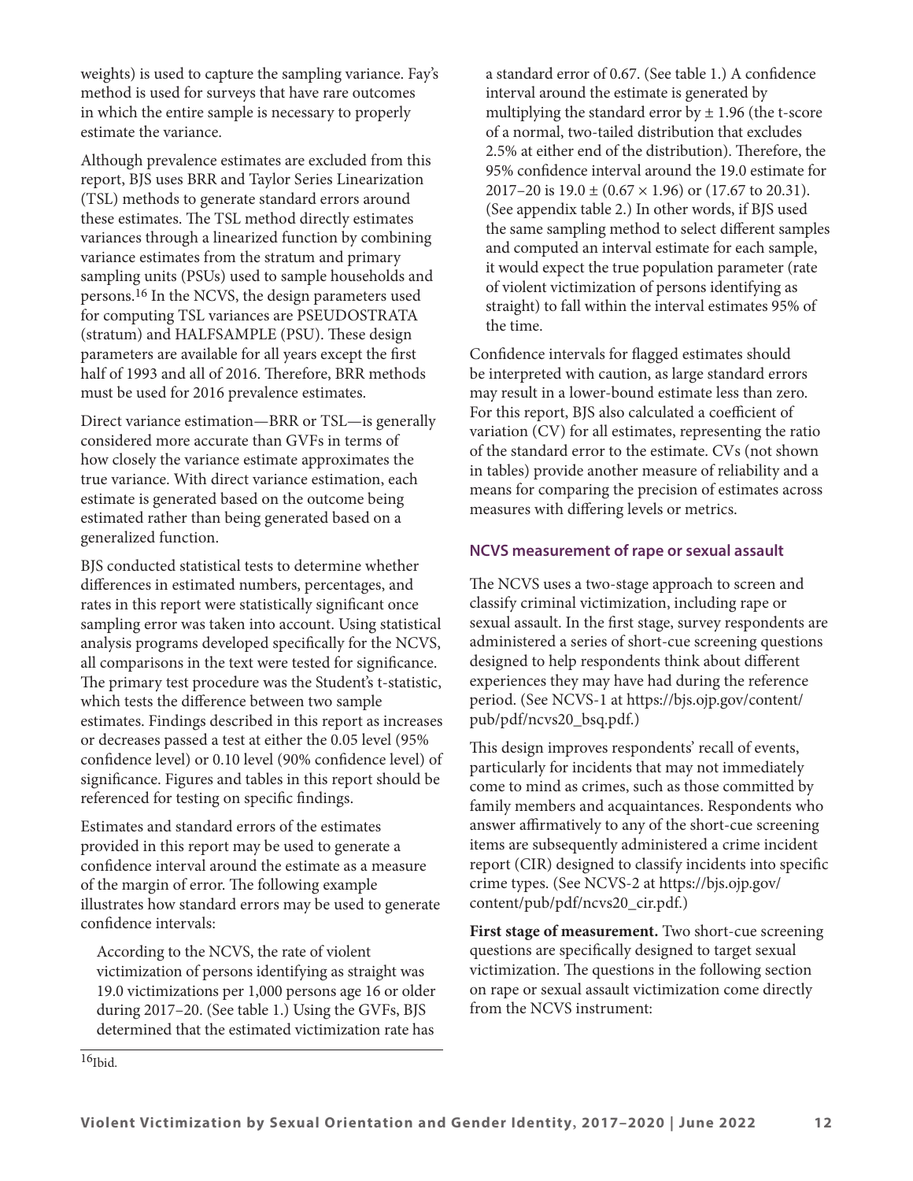weights) is used to capture the sampling variance. Fay's method is used for surveys that have rare outcomes in which the entire sample is necessary to properly estimate the variance.

Although prevalence estimates are excluded from this report, BJS uses BRR and Taylor Series Linearization (TSL) methods to generate standard errors around these estimates. The TSL method directly estimates variances through a linearized function by combining variance estimates from the stratum and primary sampling units (PSUs) used to sample households and persons.[16] In the NCVS, the design parameters used for computing TSL variances are PSEUDOSTRATA (stratum) and HALFSAMPLE (PSU). These design parameters are available for all years except the first half of 1993 and all of 2016. Therefore, BRR methods must be used for 2016 prevalence estimates.

Direct variance estimation—BRR or TSL—is generally considered more accurate than GVFs in terms of how closely the variance estimate approximates the true variance. With direct variance estimation, each estimate is generated based on the outcome being estimated rather than being generated based on a generalized function.

BJS conducted statistical tests to determine whether differences in estimated numbers, percentages, and rates in this report were statistically significant once sampling error was taken into account. Using statistical analysis programs developed specifically for the NCVS, all comparisons in the text were tested for significance. The primary test procedure was the Student's t-statistic, which tests the difference between two sample estimates. Findings described in this report as increases or decreases passed a test at either the 0.05 level (95% confidence level) or 0.10 level (90% confidence level) of significance. Figures and tables in this report should be referenced for testing on specific findings.

Estimates and standard errors of the estimates provided in this report may be used to generate a confidence interval around the estimate as a measure of the margin of error. The following example illustrates how standard errors may be used to generate confidence intervals:

> According to the NCVS, the rate of violent victimization of persons identifying as straight was 19.0 victimizations per 1,000 persons age 16 or older during 2017–20. (See table 1.) Using the GVFs, BJS determined that the estimated victimization rate has a standard error of 0.67. (See table 1.) A confidence interval around the estimate is generated by multiplying the standard error by $\pm$ 1.96 (the t-score of a normal, two-tailed distribution that excludes 2.5% at either end of the distribution). Therefore, the 95% confidence interval around the 19.0 estimate for 2017–20 is $19.0 \pm (0.67 \times 1.96)$ or (17.67 to 20.31). (See appendix table 2.) In other words, if BJS used the same sampling method to select different samples and computed an interval estimate for each sample, it would expect the true population parameter (rate of violent victimization of persons identifying as straight) to fall within the interval estimates 95% of the time.

Confidence intervals for flagged estimates should be interpreted with caution, as large standard errors may result in a lower-bound estimate less than zero. For this report, BJS also calculated a coefficient of variation (CV) for all estimates, representing the ratio of the standard error to the estimate. CVs (not shown in tables) provide another measure of reliability and a means for comparing the precision of estimates across measures with differing levels or metrics.

### NCVS measurement of rape or sexual assault

The NCVS uses a two-stage approach to screen and classify criminal victimization, including rape or sexual assault. In the first stage, survey respondents are administered a series of short-cue screening questions designed to help respondents think about different experiences they may have had during the reference period. (See NCVS-1 at https://bjs.ojp.gov/content/pub/pdf/ncvs20_bsq.pdf.)

This design improves respondents' recall of events, particularly for incidents that may not immediately come to mind as crimes, such as those committed by family members and acquaintances. Respondents who answer affirmatively to any of the short-cue screening items are subsequently administered a crime incident report (CIR) designed to classify incidents into specific crime types. (See NCVS-2 at https://bjs.ojp.gov/content/pub/pdf/ncvs20_cir.pdf.)

**First stage of measurement.** Two short-cue screening questions are specifically designed to target sexual victimization. The questions in the following section on rape or sexual assault victimization come directly from the NCVS instrument:

[16] Ibid.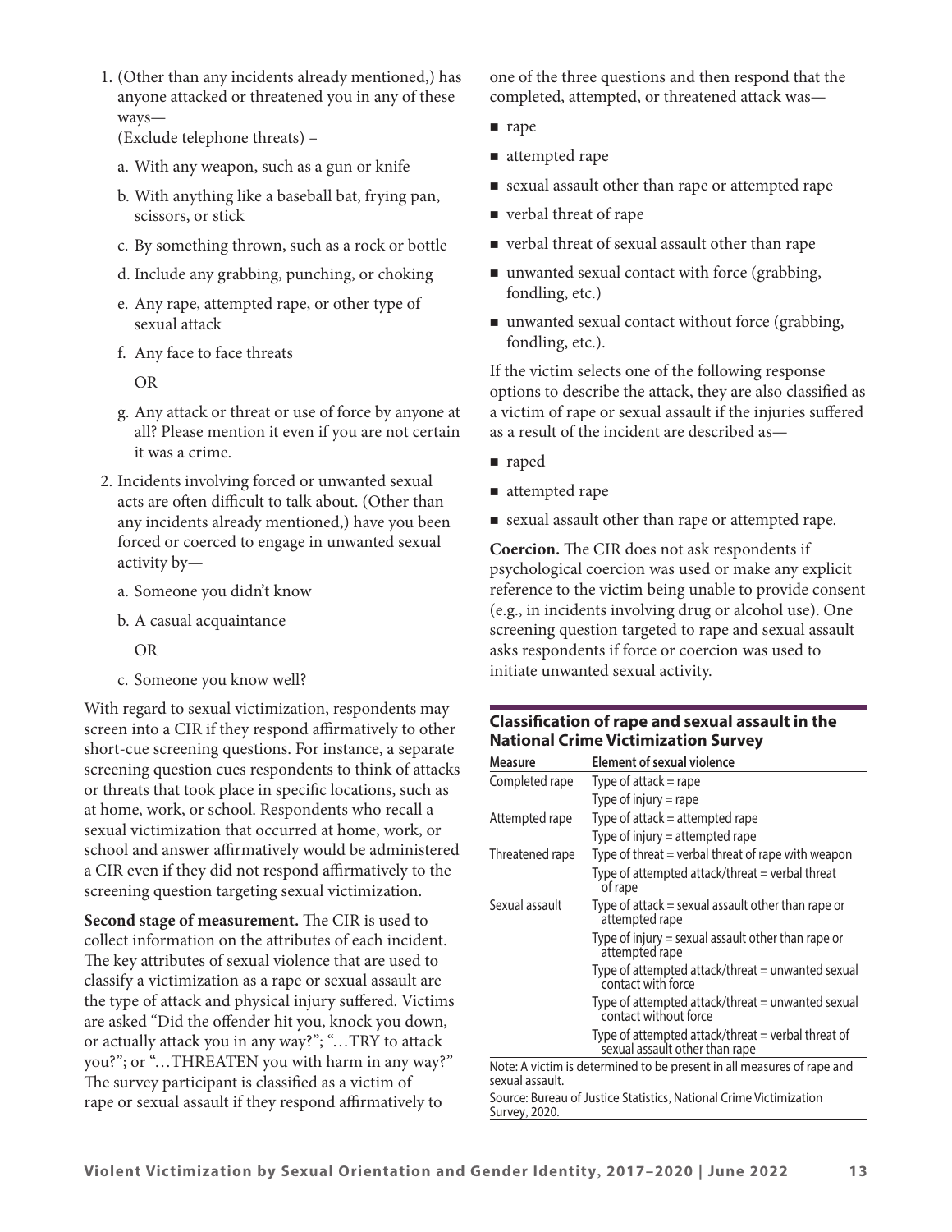1. (Other than any incidents already mentioned,) has anyone attacked or threatened you in any of these ways—
   (Exclude telephone threats) –
   a. With any weapon, such as a gun or knife
   b. With anything like a baseball bat, frying pan, scissors, or stick
   c. By something thrown, such as a rock or bottle
   d. Include any grabbing, punching, or choking
   e. Any rape, attempted rape, or other type of sexual attack
   f. Any face to face threats

      OR

   g. Any attack or threat or use of force by anyone at all? Please mention it even if you are not certain it was a crime.
2. Incidents involving forced or unwanted sexual acts are often difficult to talk about. (Other than any incidents already mentioned,) have you been forced or coerced to engage in unwanted sexual activity by—
   a. Someone you didn't know
   b. A casual acquaintance

      OR

   c. Someone you know well?

With regard to sexual victimization, respondents may screen into a CIR if they respond affirmatively to other short-cue screening questions. For instance, a separate screening question cues respondents to think of attacks or threats that took place in specific locations, such as at home, work, or school. Respondents who recall a sexual victimization that occurred at home, work, or school and answer affirmatively would be administered a CIR even if they did not respond affirmatively to the screening question targeting sexual victimization.

**Second stage of measurement.** The CIR is used to collect information on the attributes of each incident. The key attributes of sexual violence that are used to classify a victimization as a rape or sexual assault are the type of attack and physical injury suffered. Victims are asked "Did the offender hit you, knock you down, or actually attack you in any way?"; "…TRY to attack you?"; or "…THREATEN you with harm in any way?" The survey participant is classified as a victim of rape or sexual assault if they respond affirmatively to one of the three questions and then respond that the completed, attempted, or threatened attack was—

- rape
- attempted rape
- sexual assault other than rape or attempted rape
- verbal threat of rape
- verbal threat of sexual assault other than rape
- unwanted sexual contact with force (grabbing, fondling, etc.)
- unwanted sexual contact without force (grabbing, fondling, etc.).

If the victim selects one of the following response options to describe the attack, they are also classified as a victim of rape or sexual assault if the injuries suffered as a result of the incident are described as—

- raped
- attempted rape
- sexual assault other than rape or attempted rape.

**Coercion.** The CIR does not ask respondents if psychological coercion was used or make any explicit reference to the victim being unable to provide consent (e.g., in incidents involving drug or alcohol use). One screening question targeted to rape and sexual assault asks respondents if force or coercion was used to initiate unwanted sexual activity.

**Classification of rape and sexual assault in the National Crime Victimization Survey**

| Measure | Element of sexual violence |
|---|---|
| Completed rape | Type of attack = rape |
| | Type of injury = rape |
| Attempted rape | Type of attack = attempted rape |
| | Type of injury = attempted rape |
| Threatened rape | Type of threat = verbal threat of rape with weapon |
| | Type of attempted attack/threat = verbal threat of rape |
| Sexual assault | Type of attack = sexual assault other than rape or attempted rape |
| | Type of injury = sexual assault other than rape or attempted rape |
| | Type of attempted attack/threat = unwanted sexual contact with force |
| | Type of attempted attack/threat = unwanted sexual contact without force |
| | Type of attempted attack/threat = verbal threat of sexual assault other than rape |

Note: A victim is determined to be present in all measures of rape and sexual assault.

Source: Bureau of Justice Statistics, National Crime Victimization Survey, 2020.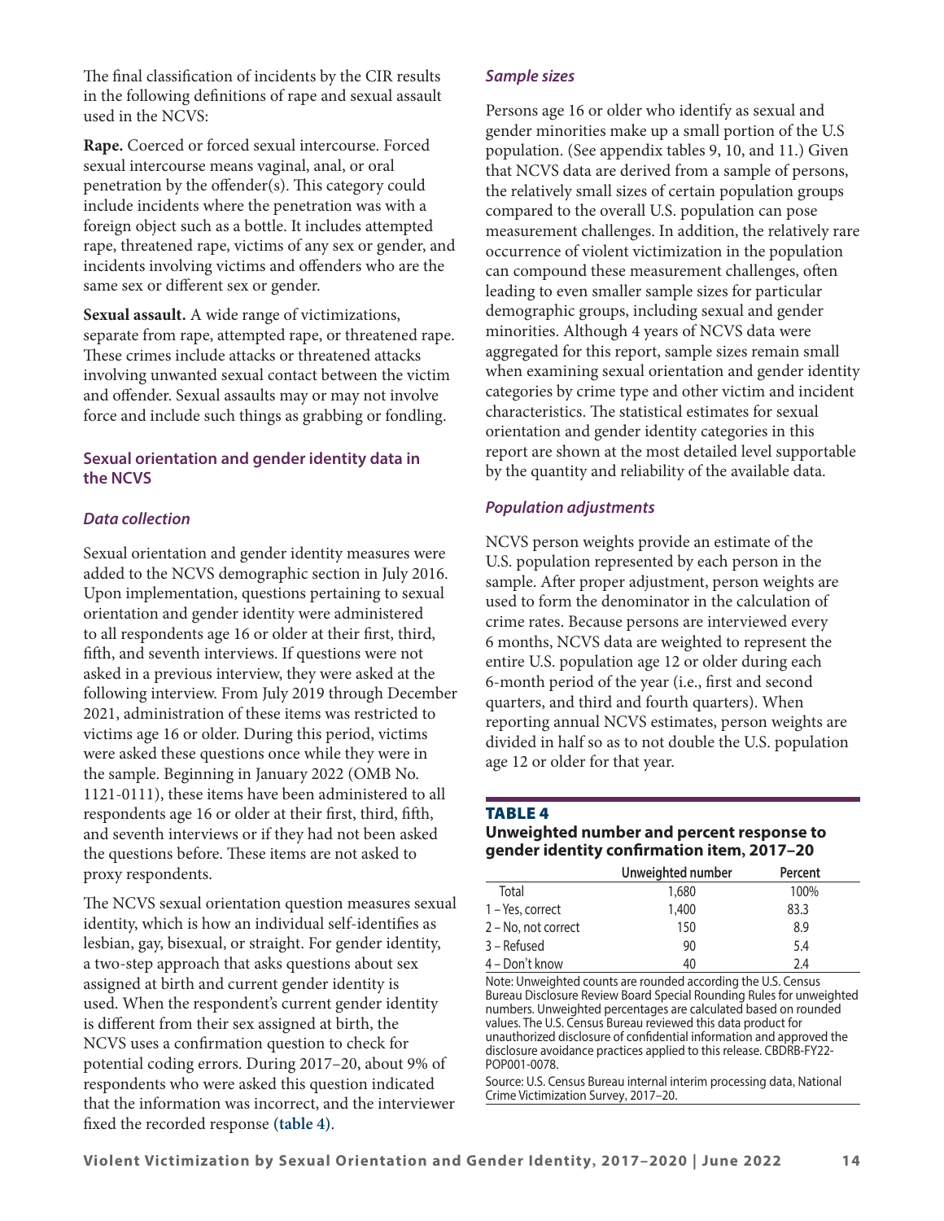The final classification of incidents by the CIR results in the following definitions of rape and sexual assault used in the NCVS:

**Rape.** Coerced or forced sexual intercourse. Forced sexual intercourse means vaginal, anal, or oral penetration by the offender(s). This category could include incidents where the penetration was with a foreign object such as a bottle. It includes attempted rape, threatened rape, victims of any sex or gender, and incidents involving victims and offenders who are the same sex or different sex or gender.

**Sexual assault.** A wide range of victimizations, separate from rape, attempted rape, or threatened rape. These crimes include attacks or threatened attacks involving unwanted sexual contact between the victim and offender. Sexual assaults may or may not involve force and include such things as grabbing or fondling.

## Sexual orientation and gender identity data in the NCVS

### *Data collection*

Sexual orientation and gender identity measures were added to the NCVS demographic section in July 2016. Upon implementation, questions pertaining to sexual orientation and gender identity were administered to all respondents age 16 or older at their first, third, fifth, and seventh interviews. If questions were not asked in a previous interview, they were asked at the following interview. From July 2019 through December 2021, administration of these items was restricted to victims age 16 or older. During this period, victims were asked these questions once while they were in the sample. Beginning in January 2022 (OMB No. 1121-0111), these items have been administered to all respondents age 16 or older at their first, third, fifth, and seventh interviews or if they had not been asked the questions before. These items are not asked to proxy respondents.

The NCVS sexual orientation question measures sexual identity, which is how an individual self-identifies as lesbian, gay, bisexual, or straight. For gender identity, a two-step approach that asks questions about sex assigned at birth and current gender identity is used. When the respondent's current gender identity is different from their sex assigned at birth, the NCVS uses a confirmation question to check for potential coding errors. During 2017–20, about 9% of respondents who were asked this question indicated that the information was incorrect, and the interviewer fixed the recorded response **(table 4)**.

### *Sample sizes*

Persons age 16 or older who identify as sexual and gender minorities make up a small portion of the U.S population. (See appendix tables 9, 10, and 11.) Given that NCVS data are derived from a sample of persons, the relatively small sizes of certain population groups compared to the overall U.S. population can pose measurement challenges. In addition, the relatively rare occurrence of violent victimization in the population can compound these measurement challenges, often leading to even smaller sample sizes for particular demographic groups, including sexual and gender minorities. Although 4 years of NCVS data were aggregated for this report, sample sizes remain small when examining sexual orientation and gender identity categories by crime type and other victim and incident characteristics. The statistical estimates for sexual orientation and gender identity categories in this report are shown at the most detailed level supportable by the quantity and reliability of the available data.

### *Population adjustments*

NCVS person weights provide an estimate of the U.S. population represented by each person in the sample. After proper adjustment, person weights are used to form the denominator in the calculation of crime rates. Because persons are interviewed every 6 months, NCVS data are weighted to represent the entire U.S. population age 12 or older during each 6-month period of the year (i.e., first and second quarters, and third and fourth quarters). When reporting annual NCVS estimates, person weights are divided in half so as to not double the U.S. population age 12 or older for that year.

**TABLE 4**
**Unweighted number and percent response to gender identity confirmation item, 2017–20**

| | Unweighted number | Percent |
|---|---|---|
| Total | 1,680 | 100% |
| 1 – Yes, correct | 1,400 | 83.3 |
| 2 – No, not correct | 150 | 8.9 |
| 3 – Refused | 90 | 5.4 |
| 4 – Don't know | 40 | 2.4 |

Note: Unweighted counts are rounded according the U.S. Census Bureau Disclosure Review Board Special Rounding Rules for unweighted numbers. Unweighted percentages are calculated based on rounded values. The U.S. Census Bureau reviewed this data product for unauthorized disclosure of confidential information and approved the disclosure avoidance practices applied to this release. CBDRB-FY22-POP001-0078.

Source: U.S. Census Bureau internal interim processing data, National Crime Victimization Survey, 2017–20.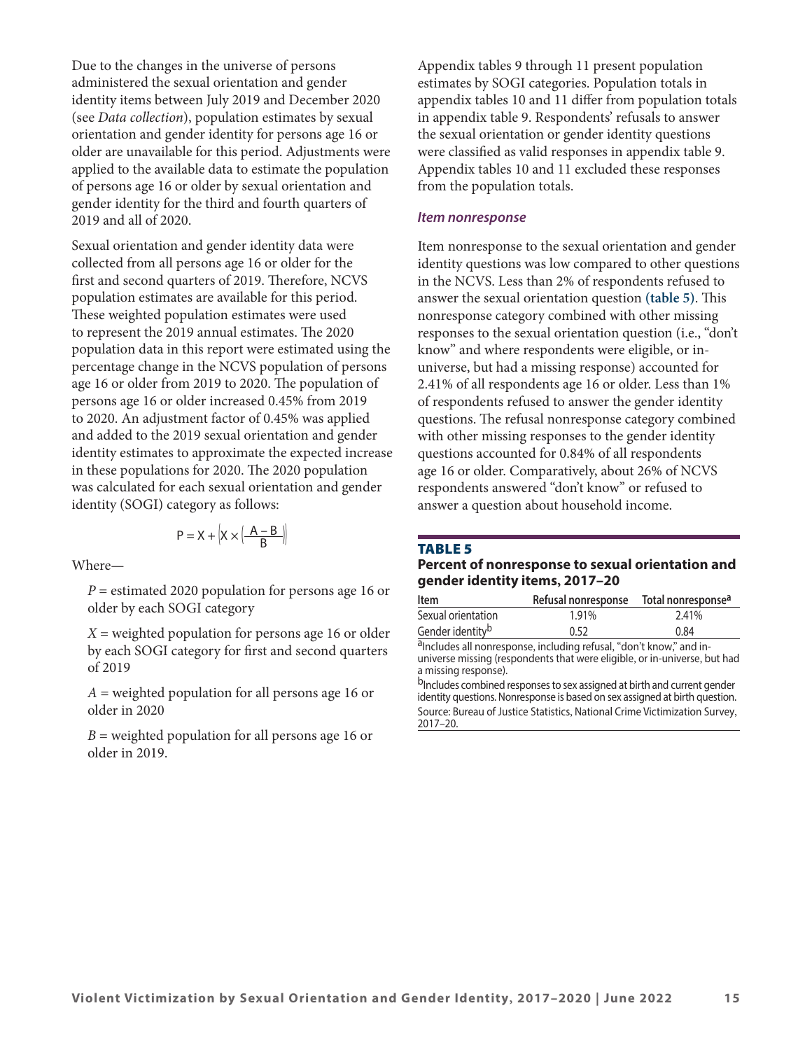Due to the changes in the universe of persons administered the sexual orientation and gender identity items between July 2019 and December 2020 (see *Data collection*), population estimates by sexual orientation and gender identity for persons age 16 or older are unavailable for this period. Adjustments were applied to the available data to estimate the population of persons age 16 or older by sexual orientation and gender identity for the third and fourth quarters of 2019 and all of 2020.

Sexual orientation and gender identity data were collected from all persons age 16 or older for the first and second quarters of 2019. Therefore, NCVS population estimates are available for this period. These weighted population estimates were used to represent the 2019 annual estimates. The 2020 population data in this report were estimated using the percentage change in the NCVS population of persons age 16 or older from 2019 to 2020. The population of persons age 16 or older increased 0.45% from 2019 to 2020. An adjustment factor of 0.45% was applied and added to the 2019 sexual orientation and gender identity estimates to approximate the expected increase in these populations for 2020. The 2020 population was calculated for each sexual orientation and gender identity (SOGI) category as follows:

$$P = X + \left(X \times \left(\frac{A - B}{B}\right)\right)$$

Where—

$P$ = estimated 2020 population for persons age 16 or older by each SOGI category

$X$ = weighted population for persons age 16 or older by each SOGI category for first and second quarters of 2019

$A$ = weighted population for all persons age 16 or older in 2020

$B$ = weighted population for all persons age 16 or older in 2019.

Appendix tables 9 through 11 present population estimates by SOGI categories. Population totals in appendix tables 10 and 11 differ from population totals in appendix table 9. Respondents' refusals to answer the sexual orientation or gender identity questions were classified as valid responses in appendix table 9. Appendix tables 10 and 11 excluded these responses from the population totals.

### *Item nonresponse*

Item nonresponse to the sexual orientation and gender identity questions was low compared to other questions in the NCVS. Less than 2% of respondents refused to answer the sexual orientation question **(table 5)**. This nonresponse category combined with other missing responses to the sexual orientation question (i.e., "don't know" and where respondents were eligible, or in-universe, but had a missing response) accounted for 2.41% of all respondents age 16 or older. Less than 1% of respondents refused to answer the gender identity questions. The refusal nonresponse category combined with other missing responses to the gender identity questions accounted for 0.84% of all respondents age 16 or older. Comparatively, about 26% of NCVS respondents answered "don't know" or refused to answer a question about household income.

**TABLE 5**
**Percent of nonresponse to sexual orientation and gender identity items, 2017–20**

| Item | Refusal nonresponse | Total nonresponse[a] |
|---|---|---|
| Sexual orientation | 1.91% | 2.41% |
| Gender identity[b] | 0.52 | 0.84 |

[a]Includes all nonresponse, including refusal, "don't know," and in-universe missing (respondents that were eligible, or in-universe, but had a missing response).

[b]Includes combined responses to sex assigned at birth and current gender identity questions. Nonresponse is based on sex assigned at birth question.

Source: Bureau of Justice Statistics, National Crime Victimization Survey, 2017–20.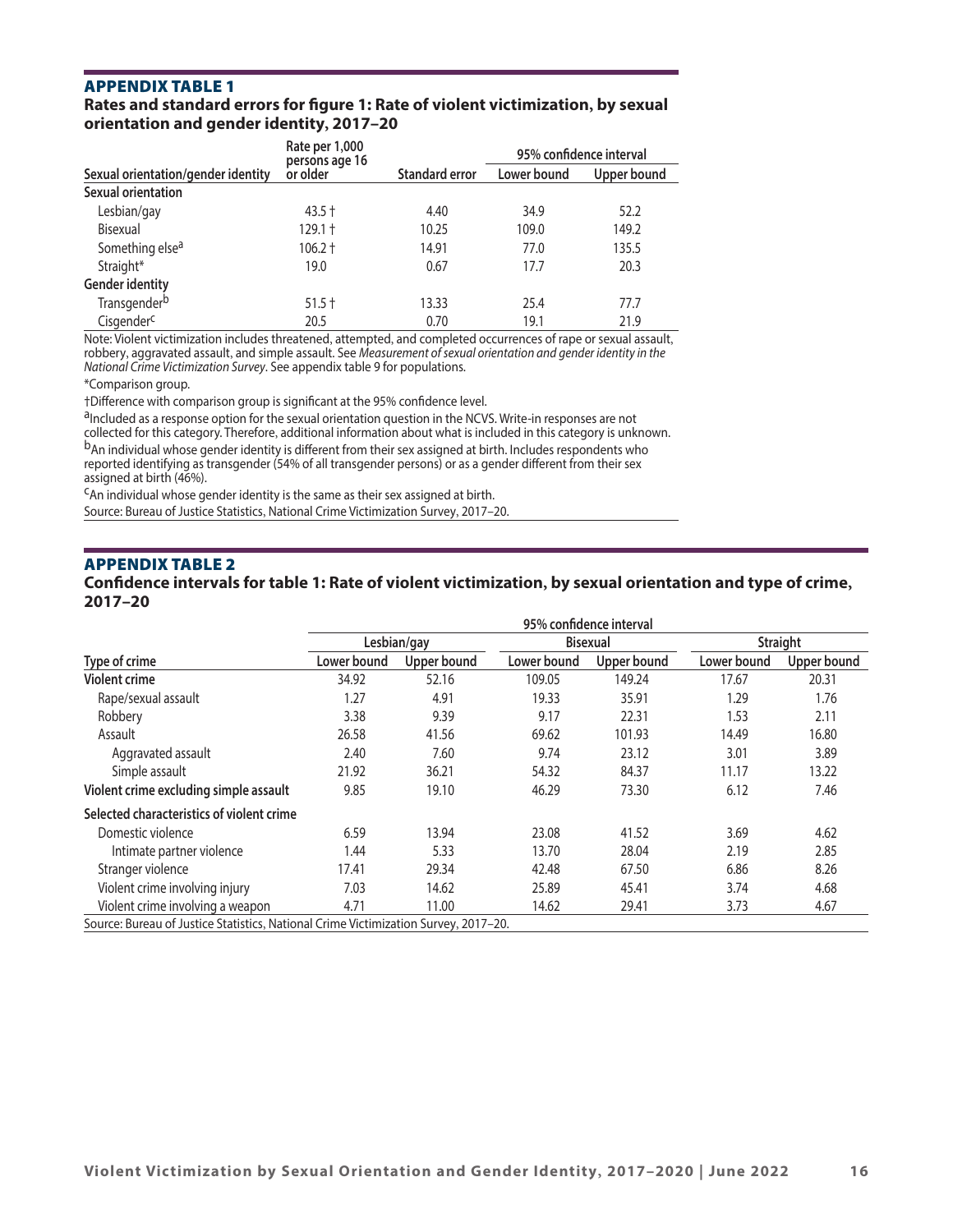## APPENDIX TABLE 1

**Rates and standard errors for figure 1: Rate of violent victimization, by sexual orientation and gender identity, 2017–20**

| Sexual orientation/gender identity | Rate per 1,000 persons age 16 or older | Standard error | 95% confidence interval | |
|---|---|---|---|---|
| | | | Lower bound | Upper bound |
| **Sexual orientation** | | | | |
| Lesbian/gay | 43.5 † | 4.40 | 34.9 | 52.2 |
| Bisexual | 129.1 † | 10.25 | 109.0 | 149.2 |
| Something else[a] | 106.2 † | 14.91 | 77.0 | 135.5 |
| Straight* | 19.0 | 0.67 | 17.7 | 20.3 |
| **Gender identity** | | | | |
| Transgender[b] | 51.5 † | 13.33 | 25.4 | 77.7 |
| Cisgender[c] | 20.5 | 0.70 | 19.1 | 21.9 |

Note: Violent victimization includes threatened, attempted, and completed occurrences of rape or sexual assault, robbery, aggravated assault, and simple assault. See *Measurement of sexual orientation and gender identity in the National Crime Victimization Survey*. See appendix table 9 for populations.

*Comparison group.

†Difference with comparison group is significant at the 95% confidence level.

[a]Included as a response option for the sexual orientation question in the NCVS. Write-in responses are not collected for this category. Therefore, additional information about what is included in this category is unknown.

[b]An individual whose gender identity is different from their sex assigned at birth. Includes respondents who reported identifying as transgender (54% of all transgender persons) or as a gender different from their sex assigned at birth (46%).

[c]An individual whose gender identity is the same as their sex assigned at birth.

Source: Bureau of Justice Statistics, National Crime Victimization Survey, 2017–20.

## APPENDIX TABLE 2

**Confidence intervals for table 1: Rate of violent victimization, by sexual orientation and type of crime, 2017–20**

| | 95% confidence interval | | | | | |
|---|---|---|---|---|---|---|
| | Lesbian/gay | | Bisexual | | Straight | |
| Type of crime | Lower bound | Upper bound | Lower bound | Upper bound | Lower bound | Upper bound |
| **Violent crime** | 34.92 | 52.16 | 109.05 | 149.24 | 17.67 | 20.31 |
| Rape/sexual assault | 1.27 | 4.91 | 19.33 | 35.91 | 1.29 | 1.76 |
| Robbery | 3.38 | 9.39 | 9.17 | 22.31 | 1.53 | 2.11 |
| Assault | 26.58 | 41.56 | 69.62 | 101.93 | 14.49 | 16.80 |
| Aggravated assault | 2.40 | 7.60 | 9.74 | 23.12 | 3.01 | 3.89 |
| Simple assault | 21.92 | 36.21 | 54.32 | 84.37 | 11.17 | 13.22 |
| **Violent crime excluding simple assault** | 9.85 | 19.10 | 46.29 | 73.30 | 6.12 | 7.46 |
| **Selected characteristics of violent crime** | | | | | | |
| Domestic violence | 6.59 | 13.94 | 23.08 | 41.52 | 3.69 | 4.62 |
| Intimate partner violence | 1.44 | 5.33 | 13.70 | 28.04 | 2.19 | 2.85 |
| Stranger violence | 17.41 | 29.34 | 42.48 | 67.50 | 6.86 | 8.26 |
| Violent crime involving injury | 7.03 | 14.62 | 25.89 | 45.41 | 3.74 | 4.68 |
| Violent crime involving a weapon | 4.71 | 11.00 | 14.62 | 29.41 | 3.73 | 4.67 |

Source: Bureau of Justice Statistics, National Crime Victimization Survey, 2017–20.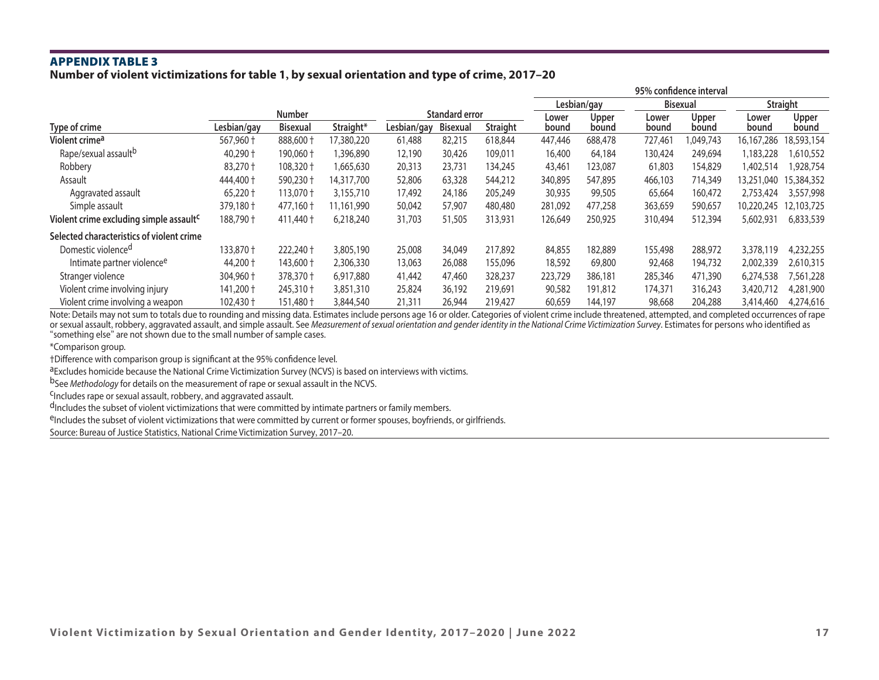## APPENDIX TABLE 3

**Number of violent victimizations for table 1, by sexual orientation and type of crime, 2017–20**

| | Number | | | Standard error | | | 95% confidence interval | | | | | |
|---|---|---|---|---|---|---|---|---|---|---|---|---|
| | | | | | | | Lesbian/gay | | Bisexual | | Straight | |
| Type of crime | Lesbian/gay | Bisexual | Straight* | Lesbian/gay | Bisexual | Straight | Lower bound | Upper bound | Lower bound | Upper bound | Lower bound | Upper bound |
| **Violent crime[a]** | 567,960 † | 888,600 † | 17,380,220 | 61,488 | 82,215 | 618,844 | 447,446 | 688,478 | 727,461 | 1,049,743 | 16,167,286 | 18,593,154 |
| Rape/sexual assault[b] | 40,290 † | 190,060 † | 1,396,890 | 12,190 | 30,426 | 109,011 | 16,400 | 64,184 | 130,424 | 249,694 | 1,183,228 | 1,610,552 |
| Robbery | 83,270 † | 108,320 † | 1,665,630 | 20,313 | 23,731 | 134,245 | 43,461 | 123,087 | 61,803 | 154,829 | 1,402,514 | 1,928,754 |
| Assault | 444,400 † | 590,230 † | 14,317,700 | 52,806 | 63,328 | 544,212 | 340,895 | 547,895 | 466,103 | 714,349 | 13,251,040 | 15,384,352 |
| Aggravated assault | 65,220 † | 113,070 † | 3,155,710 | 17,492 | 24,186 | 205,249 | 30,935 | 99,505 | 65,664 | 160,472 | 2,753,424 | 3,557,998 |
| Simple assault | 379,180 † | 477,160 † | 11,161,990 | 50,042 | 57,907 | 480,480 | 281,092 | 477,258 | 363,659 | 590,657 | 10,220,245 | 12,103,725 |
| **Violent crime excluding simple assault[c]** | 188,790 † | 411,440 † | 6,218,240 | 31,703 | 51,505 | 313,931 | 126,649 | 250,925 | 310,494 | 512,394 | 5,602,931 | 6,833,539 |
| **Selected characteristics of violent crime** | | | | | | | | | | | | |
| Domestic violence[d] | 133,870 † | 222,240 † | 3,805,190 | 25,008 | 34,049 | 217,892 | 84,855 | 182,889 | 155,498 | 288,972 | 3,378,119 | 4,232,255 |
| Intimate partner violence[e] | 44,200 † | 143,600 † | 2,306,330 | 13,063 | 26,088 | 155,096 | 18,592 | 69,800 | 92,468 | 194,732 | 2,002,339 | 2,610,315 |
| Stranger violence | 304,960 † | 378,370 † | 6,917,880 | 41,442 | 47,460 | 328,237 | 223,729 | 386,181 | 285,346 | 471,390 | 6,274,538 | 7,561,228 |
| Violent crime involving injury | 141,200 † | 245,310 † | 3,851,310 | 25,824 | 36,192 | 219,691 | 90,582 | 191,812 | 174,371 | 316,243 | 3,420,712 | 4,281,900 |
| Violent crime involving a weapon | 102,430 † | 151,480 † | 3,844,540 | 21,311 | 26,944 | 219,427 | 60,659 | 144,197 | 98,668 | 204,288 | 3,414,460 | 4,274,616 |

Note: Details may not sum to totals due to rounding and missing data. Estimates include persons age 16 or older. Categories of violent crime include threatened, attempted, and completed occurrences of rape or sexual assault, robbery, aggravated assault, and simple assault. See *Measurement of sexual orientation and gender identity in the National Crime Victimization Survey*. Estimates for persons who identified as "something else" are not shown due to the small number of sample cases.

*Comparison group.

†Difference with comparison group is significant at the 95% confidence level.

[a]Excludes homicide because the National Crime Victimization Survey (NCVS) is based on interviews with victims.

[b]See *Methodology* for details on the measurement of rape or sexual assault in the NCVS.

[c]Includes rape or sexual assault, robbery, and aggravated assault.

[d]Includes the subset of violent victimizations that were committed by intimate partners or family members.

[e]Includes the subset of violent victimizations that were committed by current or former spouses, boyfriends, or girlfriends.

Source: Bureau of Justice Statistics, National Crime Victimization Survey, 2017–20.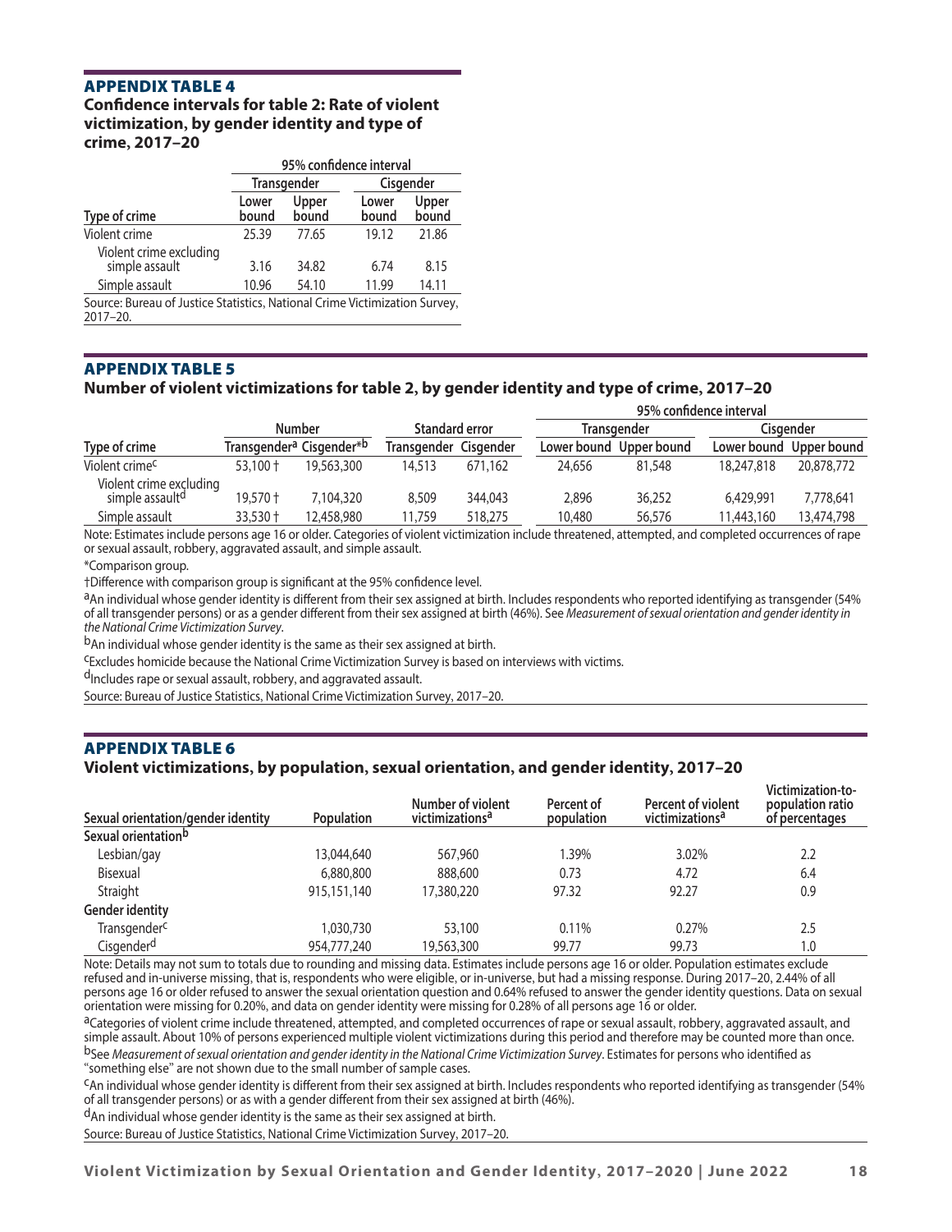## APPENDIX TABLE 4

### Confidence intervals for table 2: Rate of violent victimization, by gender identity and type of crime, 2017–20

| | 95% confidence interval | | | |
|---|---|---|---|---|
| | Transgender | | Cisgender | |
| Type of crime | Lower bound | Upper bound | Lower bound | Upper bound |
| Violent crime | 25.39 | 77.65 | 19.12 | 21.86 |
| Violent crime excluding simple assault | 3.16 | 34.82 | 6.74 | 8.15 |
| Simple assault | 10.96 | 54.10 | 11.99 | 14.11 |

Source: Bureau of Justice Statistics, National Crime Victimization Survey, 2017–20.

## APPENDIX TABLE 5

### Number of violent victimizations for table 2, by gender identity and type of crime, 2017–20

| | | | | | 95% confidence interval | | | |
|---|---|---|---|---|---|---|---|---|
| | Number | | Standard error | | Transgender | | Cisgender | |
| Type of crime | Transgender[a] | Cisgender*[b] | Transgender | Cisgender | Lower bound | Upper bound | Lower bound | Upper bound |
| Violent crime[c] | 53,100 † | 19,563,300 | 14,513 | 671,162 | 24,656 | 81,548 | 18,247,818 | 20,878,772 |
| Violent crime excluding simple assault[d] | 19,570 † | 7,104,320 | 8,509 | 344,043 | 2,896 | 36,252 | 6,429,991 | 7,778,641 |
| Simple assault | 33,530 † | 12,458,980 | 11,759 | 518,275 | 10,480 | 56,576 | 11,443,160 | 13,474,798 |

Note: Estimates include persons age 16 or older. Categories of violent victimization include threatened, attempted, and completed occurrences of rape or sexual assault, robbery, aggravated assault, and simple assault.

*Comparison group.

†Difference with comparison group is significant at the 95% confidence level.

[a]An individual whose gender identity is different from their sex assigned at birth. Includes respondents who reported identifying as transgender (54% of all transgender persons) or as a gender different from their sex assigned at birth (46%). See *Measurement of sexual orientation and gender identity in the National Crime Victimization Survey*.

[b]An individual whose gender identity is the same as their sex assigned at birth.

[c]Excludes homicide because the National Crime Victimization Survey is based on interviews with victims.

[d]Includes rape or sexual assault, robbery, and aggravated assault.

Source: Bureau of Justice Statistics, National Crime Victimization Survey, 2017–20.

## APPENDIX TABLE 6

### Violent victimizations, by population, sexual orientation, and gender identity, 2017–20

| Sexual orientation/gender identity | Population | Number of violent victimizations[a] | Percent of population | Percent of violent victimizations[a] | Victimization-to-population ratio of percentages |
|---|---|---|---|---|---|
| **Sexual orientation[b]** | | | | | |
| Lesbian/gay | 13,044,640 | 567,960 | 1.39% | 3.02% | 2.2 |
| Bisexual | 6,880,800 | 888,600 | 0.73 | 4.72 | 6.4 |
| Straight | 915,151,140 | 17,380,220 | 97.32 | 92.27 | 0.9 |
| **Gender identity** | | | | | |
| Transgender[c] | 1,030,730 | 53,100 | 0.11% | 0.27% | 2.5 |
| Cisgender[d] | 954,777,240 | 19,563,300 | 99.77 | 99.73 | 1.0 |

Note: Details may not sum to totals due to rounding and missing data. Estimates include persons age 16 or older. Population estimates exclude refused and in-universe missing, that is, respondents who were eligible, or in-universe, but had a missing response. During 2017–20, 2.44% of all persons age 16 or older refused to answer the sexual orientation question and 0.64% refused to answer the gender identity questions. Data on sexual orientation were missing for 0.20%, and data on gender identity were missing for 0.28% of all persons age 16 or older.

[a]Categories of violent crime include threatened, attempted, and completed occurrences of rape or sexual assault, robbery, aggravated assault, and simple assault. About 10% of persons experienced multiple violent victimizations during this period and therefore may be counted more than once.

[b]See *Measurement of sexual orientation and gender identity in the National Crime Victimization Survey*. Estimates for persons who identified as "something else" are not shown due to the small number of sample cases.

[c]An individual whose gender identity is different from their sex assigned at birth. Includes respondents who reported identifying as transgender (54% of all transgender persons) or as with a gender different from their sex assigned at birth (46%).

[d]An individual whose gender identity is the same as their sex assigned at birth.

Source: Bureau of Justice Statistics, National Crime Victimization Survey, 2017–20.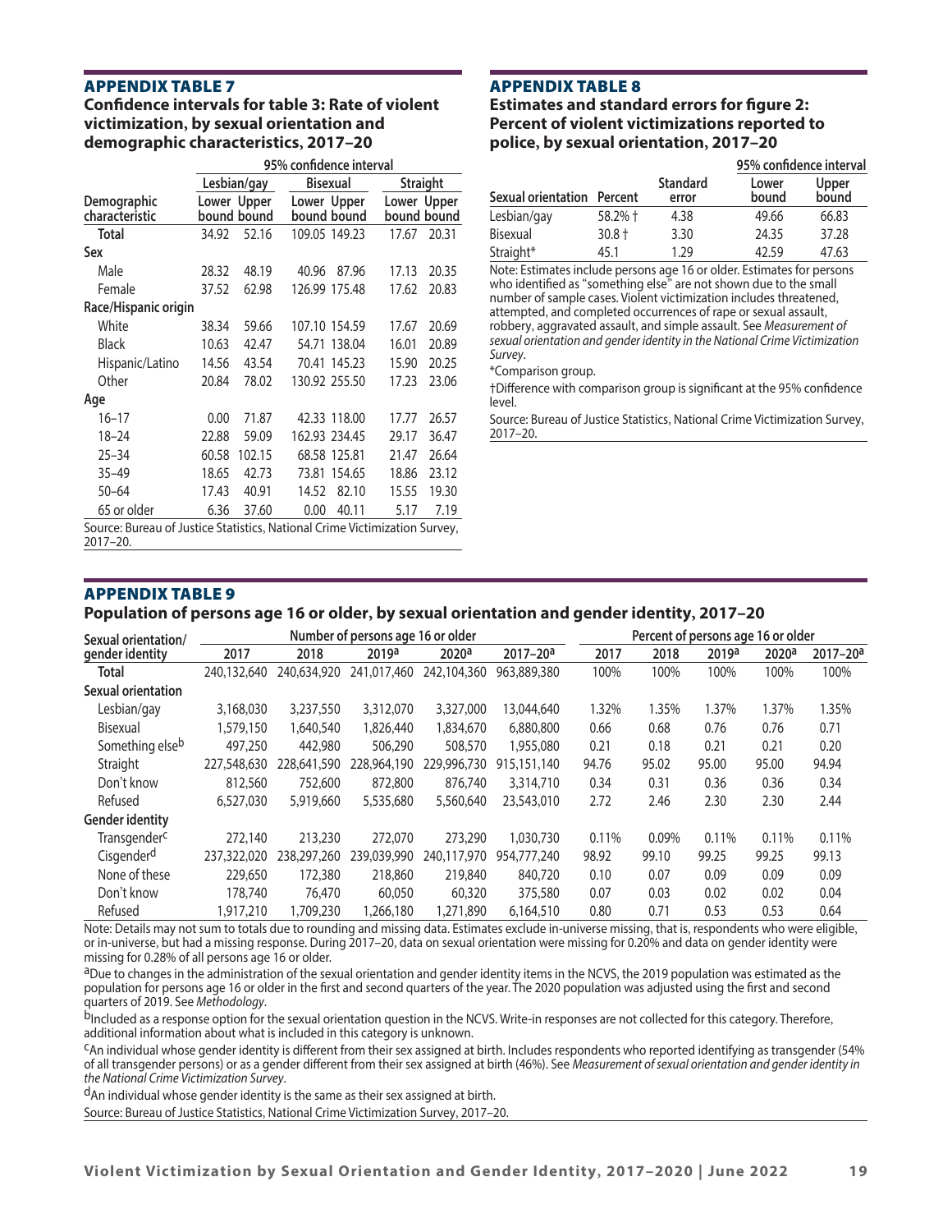## APPENDIX TABLE 7

### Confidence intervals for table 3: Rate of violent victimization, by sexual orientation and demographic characteristics, 2017–20

| Demographic characteristic | 95% confidence interval | | | | | |
|---|---|---|---|---|---|---|
| | Lesbian/gay | | Bisexual | | Straight | |
| | Lower bound | Upper bound | Lower bound | Upper bound | Lower bound | Upper bound |
| **Total** | 34.92 | 52.16 | 109.05 | 149.23 | 17.67 | 20.31 |
| **Sex** | | | | | | |
| Male | 28.32 | 48.19 | 40.96 | 87.96 | 17.13 | 20.35 |
| Female | 37.52 | 62.98 | 126.99 | 175.48 | 17.62 | 20.83 |
| **Race/Hispanic origin** | | | | | | |
| White | 38.34 | 59.66 | 107.10 | 154.59 | 17.67 | 20.69 |
| Black | 10.63 | 42.47 | 54.71 | 138.04 | 16.01 | 20.89 |
| Hispanic/Latino | 14.56 | 43.54 | 70.41 | 145.23 | 15.90 | 20.25 |
| Other | 20.84 | 78.02 | 130.92 | 255.50 | 17.23 | 23.06 |
| **Age** | | | | | | |
| 16–17 | 0.00 | 71.87 | 42.33 | 118.00 | 17.77 | 26.57 |
| 18–24 | 22.88 | 59.09 | 162.93 | 234.45 | 29.17 | 36.47 |
| 25–34 | 60.58 | 102.15 | 68.58 | 125.81 | 21.47 | 26.64 |
| 35–49 | 18.65 | 42.73 | 73.81 | 154.65 | 18.86 | 23.12 |
| 50–64 | 17.43 | 40.91 | 14.52 | 82.10 | 15.55 | 19.30 |
| 65 or older | 6.36 | 37.60 | 0.00 | 40.11 | 5.17 | 7.19 |

Source: Bureau of Justice Statistics, National Crime Victimization Survey, 2017–20.

## APPENDIX TABLE 8

### Estimates and standard errors for figure 2: Percent of violent victimizations reported to police, by sexual orientation, 2017–20

| Sexual orientation | Percent | Standard error | 95% confidence interval | |
|---|---|---|---|---|
| | | | Lower bound | Upper bound |
| Lesbian/gay | 58.2% † | 4.38 | 49.66 | 66.83 |
| Bisexual | 30.8 † | 3.30 | 24.35 | 37.28 |
| Straight* | 45.1 | 1.29 | 42.59 | 47.63 |

Note: Estimates include persons age 16 or older. Estimates for persons who identified as "something else" are not shown due to the small number of sample cases. Violent victimization includes threatened, attempted, and completed occurrences of rape or sexual assault, robbery, aggravated assault, and simple assault. See *Measurement of sexual orientation and gender identity in the National Crime Victimization Survey*.

*Comparison group.

†Difference with comparison group is significant at the 95% confidence level.

Source: Bureau of Justice Statistics, National Crime Victimization Survey, 2017–20.

## APPENDIX TABLE 9

### Population of persons age 16 or older, by sexual orientation and gender identity, 2017–20

| Sexual orientation/ gender identity | Number of persons age 16 or older | | | | | Percent of persons age 16 or older | | | | |
|---|---|---|---|---|---|---|---|---|---|---|
| | 2017 | 2018 | 2019[a] | 2020[a] | 2017–20[a] | 2017 | 2018 | 2019[a] | 2020[a] | 2017–20[a] |
| **Total** | 240,132,640 | 240,634,920 | 241,017,460 | 242,104,360 | 963,889,380 | 100% | 100% | 100% | 100% | 100% |
| **Sexual orientation** | | | | | | | | | | |
| Lesbian/gay | 3,168,030 | 3,237,550 | 3,312,070 | 3,327,000 | 13,044,640 | 1.32% | 1.35% | 1.37% | 1.37% | 1.35% |
| Bisexual | 1,579,150 | 1,640,540 | 1,826,440 | 1,834,670 | 6,880,800 | 0.66 | 0.68 | 0.76 | 0.76 | 0.71 |
| Something else[b] | 497,250 | 442,980 | 506,290 | 508,570 | 1,955,080 | 0.21 | 0.18 | 0.21 | 0.21 | 0.20 |
| Straight | 227,548,630 | 228,641,590 | 228,964,190 | 229,996,730 | 915,151,140 | 94.76 | 95.02 | 95.00 | 95.00 | 94.94 |
| Don't know | 812,560 | 752,600 | 872,800 | 876,740 | 3,314,710 | 0.34 | 0.31 | 0.36 | 0.36 | 0.34 |
| Refused | 6,527,030 | 5,919,660 | 5,535,680 | 5,560,640 | 23,543,010 | 2.72 | 2.46 | 2.30 | 2.30 | 2.44 |
| **Gender identity** | | | | | | | | | | |
| Transgender[c] | 272,140 | 213,230 | 272,070 | 273,290 | 1,030,730 | 0.11% | 0.09% | 0.11% | 0.11% | 0.11% |
| Cisgender[d] | 237,322,020 | 238,297,260 | 239,039,990 | 240,117,970 | 954,777,240 | 98.92 | 99.10 | 99.25 | 99.25 | 99.13 |
| None of these | 229,650 | 172,380 | 218,860 | 219,840 | 840,720 | 0.10 | 0.07 | 0.09 | 0.09 | 0.09 |
| Don't know | 178,740 | 76,470 | 60,050 | 60,320 | 375,580 | 0.07 | 0.03 | 0.02 | 0.02 | 0.04 |
| Refused | 1,917,210 | 1,709,230 | 1,266,180 | 1,271,890 | 6,164,510 | 0.80 | 0.71 | 0.53 | 0.53 | 0.64 |

Note: Details may not sum to totals due to rounding and missing data. Estimates exclude in-universe missing, that is, respondents who were eligible, or in-universe, but had a missing response. During 2017–20, data on sexual orientation were missing for 0.20% and data on gender identity were missing for 0.28% of all persons age 16 or older.

[a]Due to changes in the administration of the sexual orientation and gender identity items in the NCVS, the 2019 population was estimated as the population for persons age 16 or older in the first and second quarters of the year. The 2020 population was adjusted using the first and second quarters of 2019. See *Methodology*.

[b]Included as a response option for the sexual orientation question in the NCVS. Write-in responses are not collected for this category. Therefore, additional information about what is included in this category is unknown.

[c]An individual whose gender identity is different from their sex assigned at birth. Includes respondents who reported identifying as transgender (54% of all transgender persons) or as a gender different from their sex assigned at birth (46%). See *Measurement of sexual orientation and gender identity in the National Crime Victimization Survey*.

[d]An individual whose gender identity is the same as their sex assigned at birth.

Source: Bureau of Justice Statistics, National Crime Victimization Survey, 2017–20.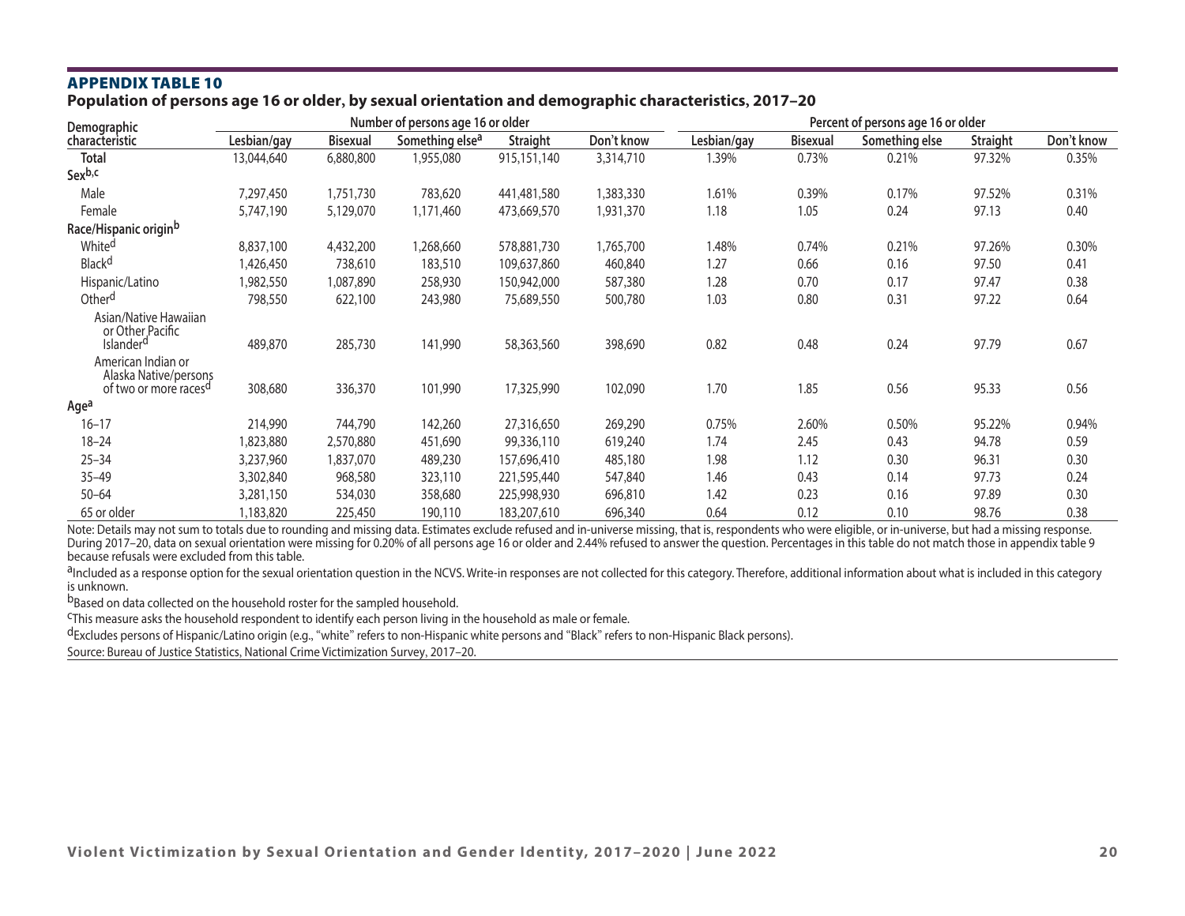## APPENDIX TABLE 10

### Population of persons age 16 or older, by sexual orientation and demographic characteristics, 2017–20

| Demographic characteristic | Number of persons age 16 or older | | | | | Percent of persons age 16 or older | | | | |
|---|---|---|---|---|---|---|---|---|---|---|
| | Lesbian/gay | Bisexual | Something else[a] | Straight | Don't know | Lesbian/gay | Bisexual | Something else | Straight | Don't know |
| Total | 13,044,640 | 6,880,800 | 1,955,080 | 915,151,140 | 3,314,710 | 1.39% | 0.73% | 0.21% | 97.32% | 0.35% |
| Sex[b,c] | | | | | | | | | | |
| Male | 7,297,450 | 1,751,730 | 783,620 | 441,481,580 | 1,383,330 | 1.61% | 0.39% | 0.17% | 97.52% | 0.31% |
| Female | 5,747,190 | 5,129,070 | 1,171,460 | 473,669,570 | 1,931,370 | 1.18 | 1.05 | 0.24 | 97.13 | 0.40 |
| Race/Hispanic origin[b] | | | | | | | | | | |
| White[d] | 8,837,100 | 4,432,200 | 1,268,660 | 578,881,730 | 1,765,700 | 1.48% | 0.74% | 0.21% | 97.26% | 0.30% |
| Black[d] | 1,426,450 | 738,610 | 183,510 | 109,637,860 | 460,840 | 1.27 | 0.66 | 0.16 | 97.50 | 0.41 |
| Hispanic/Latino | 1,982,550 | 1,087,890 | 258,930 | 150,942,000 | 587,380 | 1.28 | 0.70 | 0.17 | 97.47 | 0.38 |
| Other[d] | 798,550 | 622,100 | 243,980 | 75,689,550 | 500,780 | 1.03 | 0.80 | 0.31 | 97.22 | 0.64 |
| Asian/Native Hawaiian or Other Pacific Islander[d] | 489,870 | 285,730 | 141,990 | 58,363,560 | 398,690 | 0.82 | 0.48 | 0.24 | 97.79 | 0.67 |
| American Indian or Alaska Native/persons of two or more races[d] | 308,680 | 336,370 | 101,990 | 17,325,990 | 102,090 | 1.70 | 1.85 | 0.56 | 95.33 | 0.56 |
| Age[a] | | | | | | | | | | |
| 16–17 | 214,990 | 744,790 | 142,260 | 27,316,650 | 269,290 | 0.75% | 2.60% | 0.50% | 95.22% | 0.94% |
| 18–24 | 1,823,880 | 2,570,880 | 451,690 | 99,336,110 | 619,240 | 1.74 | 2.45 | 0.43 | 94.78 | 0.59 |
| 25–34 | 3,237,960 | 1,837,070 | 489,230 | 157,696,410 | 485,180 | 1.98 | 1.12 | 0.30 | 96.31 | 0.30 |
| 35–49 | 3,302,840 | 968,580 | 323,110 | 221,595,440 | 547,840 | 1.46 | 0.43 | 0.14 | 97.73 | 0.24 |
| 50–64 | 3,281,150 | 534,030 | 358,680 | 225,998,930 | 696,810 | 1.42 | 0.23 | 0.16 | 97.89 | 0.30 |
| 65 or older | 1,183,820 | 225,450 | 190,110 | 183,207,610 | 696,340 | 0.64 | 0.12 | 0.10 | 98.76 | 0.38 |

Note: Details may not sum to totals due to rounding and missing data. Estimates exclude refused and in-universe missing, that is, respondents who were eligible, or in-universe, but had a missing response. During 2017–20, data on sexual orientation were missing for 0.20% of all persons age 16 or older and 2.44% refused to answer the question. Percentages in this table do not match those in appendix table 9 because refusals were excluded from this table.

[a]Included as a response option for the sexual orientation question in the NCVS. Write-in responses are not collected for this category. Therefore, additional information about what is included in this category is unknown.

[b]Based on data collected on the household roster for the sampled household.

[c]This measure asks the household respondent to identify each person living in the household as male or female.

[d]Excludes persons of Hispanic/Latino origin (e.g., "white" refers to non-Hispanic white persons and "Black" refers to non-Hispanic Black persons).

Source: Bureau of Justice Statistics, National Crime Victimization Survey, 2017–20.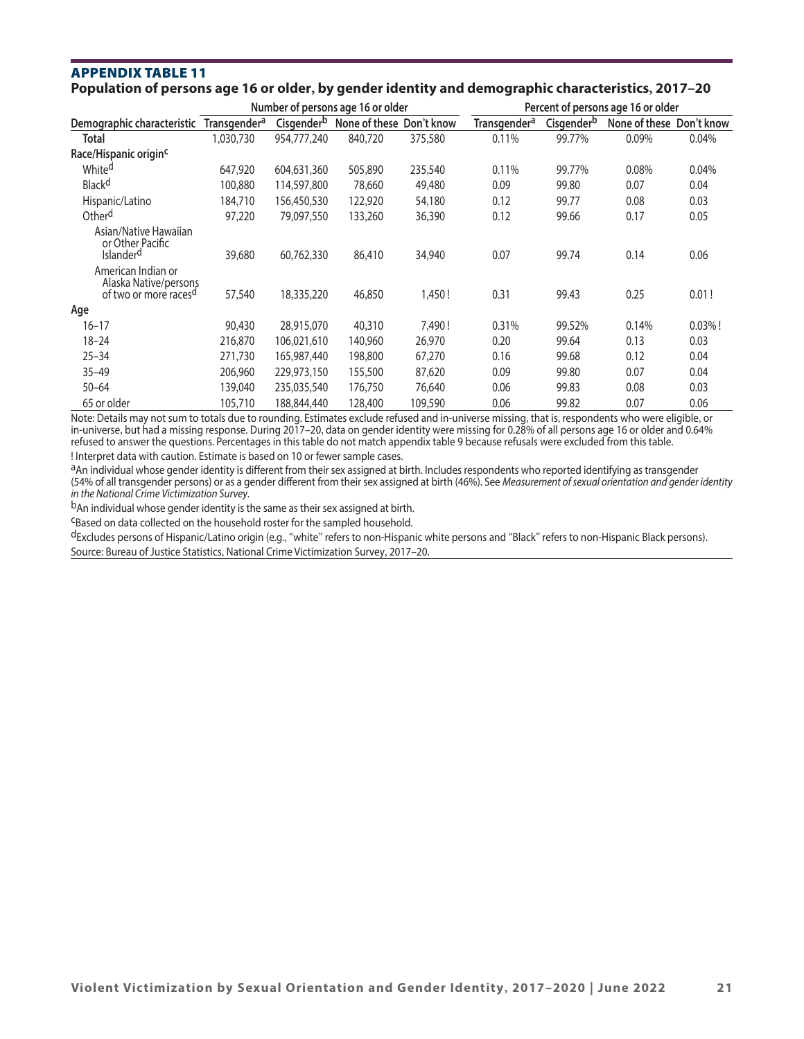## APPENDIX TABLE 11

**Population of persons age 16 or older, by gender identity and demographic characteristics, 2017–20**

| Demographic characteristic | Number of persons age 16 or older | | | | Percent of persons age 16 or older | | | |
|---|---|---|---|---|---|---|---|---|
| | Transgender[a] | Cisgender[b] | None of these | Don't know | Transgender[a] | Cisgender[b] | None of these | Don't know |
| **Total** | 1,030,730 | 954,777,240 | 840,720 | 375,580 | 0.11% | 99.77% | 0.09% | 0.04% |
| **Race/Hispanic origin[c]** | | | | | | | | |
| White[d] | 647,920 | 604,631,360 | 505,890 | 235,540 | 0.11% | 99.77% | 0.08% | 0.04% |
| Black[d] | 100,880 | 114,597,800 | 78,660 | 49,480 | 0.09 | 99.80 | 0.07 | 0.04 |
| Hispanic/Latino | 184,710 | 156,450,530 | 122,920 | 54,180 | 0.12 | 99.77 | 0.08 | 0.03 |
| Other[d] | 97,220 | 79,097,550 | 133,260 | 36,390 | 0.12 | 99.66 | 0.17 | 0.05 |
| Asian/Native Hawaiian or Other Pacific Islander[d] | 39,680 | 60,762,330 | 86,410 | 34,940 | 0.07 | 99.74 | 0.14 | 0.06 |
| American Indian or Alaska Native/persons of two or more races[d] | 57,540 | 18,335,220 | 46,850 | 1,450 ! | 0.31 | 99.43 | 0.25 | 0.01 ! |
| **Age** | | | | | | | | |
| 16–17 | 90,430 | 28,915,070 | 40,310 | 7,490 ! | 0.31% | 99.52% | 0.14% | 0.03% ! |
| 18–24 | 216,870 | 106,021,610 | 140,960 | 26,970 | 0.20 | 99.64 | 0.13 | 0.03 |
| 25–34 | 271,730 | 165,987,440 | 198,800 | 67,270 | 0.16 | 99.68 | 0.12 | 0.04 |
| 35–49 | 206,960 | 229,973,150 | 155,500 | 87,620 | 0.09 | 99.80 | 0.07 | 0.04 |
| 50–64 | 139,040 | 235,035,540 | 176,750 | 76,640 | 0.06 | 99.83 | 0.08 | 0.03 |
| 65 or older | 105,710 | 188,844,440 | 128,400 | 109,590 | 0.06 | 99.82 | 0.07 | 0.06 |

Note: Details may not sum to totals due to rounding. Estimates exclude refused and in-universe missing, that is, respondents who were eligible, or in-universe, but had a missing response. During 2017–20, data on gender identity were missing for 0.28% of all persons age 16 or older and 0.64% refused to answer the questions. Percentages in this table do not match appendix table 9 because refusals were excluded from this table.

! Interpret data with caution. Estimate is based on 10 or fewer sample cases.

[a]An individual whose gender identity is different from their sex assigned at birth. Includes respondents who reported identifying as transgender (54% of all transgender persons) or as a gender different from their sex assigned at birth (46%). See *Measurement of sexual orientation and gender identity in the National Crime Victimization Survey*.

[b]An individual whose gender identity is the same as their sex assigned at birth.

[c]Based on data collected on the household roster for the sampled household.

[d]Excludes persons of Hispanic/Latino origin (e.g., "white" refers to non-Hispanic white persons and "Black" refers to non-Hispanic Black persons).

Source: Bureau of Justice Statistics, National Crime Victimization Survey, 2017–20.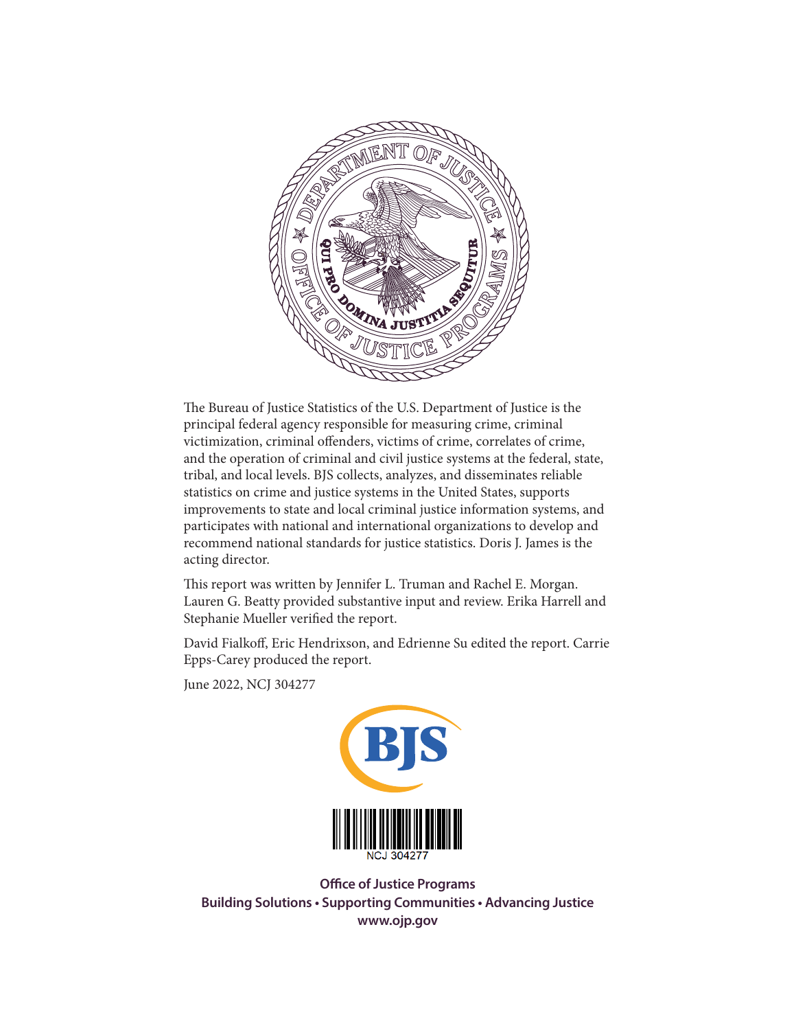The Bureau of Justice Statistics of the U.S. Department of Justice is the principal federal agency responsible for measuring crime, criminal victimization, criminal offenders, victims of crime, correlates of crime, and the operation of criminal and civil justice systems at the federal, state, tribal, and local levels. BJS collects, analyzes, and disseminates reliable statistics on crime and justice systems in the United States, supports improvements to state and local criminal justice information systems, and participates with national and international organizations to develop and recommend national standards for justice statistics. Doris J. James is the acting director.

This report was written by Jennifer L. Truman and Rachel E. Morgan. Lauren G. Beatty provided substantive input and review. Erika Harrell and Stephanie Mueller verified the report.

David Fialkoff, Eric Hendrixson, and Edrienne Su edited the report. Carrie Epps-Carey produced the report.

June 2022, NCJ 304277

NCJ 304277

**Office of Justice Programs**
**Building Solutions • Supporting Communities • Advancing Justice**
**www.ojp.gov**